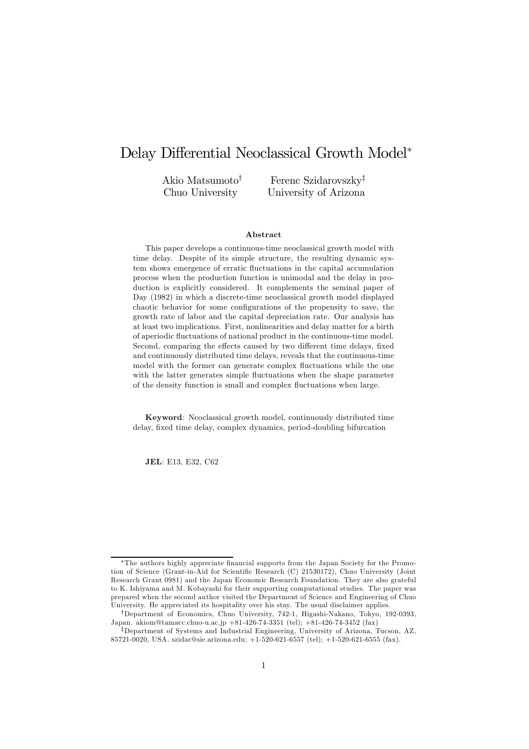# Delay Differential Neoclassical Growth Model*

Akio Matsumoto† (Chuo University)  
Ferenc Szidarovszky‡ (University of Arizona)

### Abstract

This paper develops a continuous-time neoclassical growth model with time delay. Despite of its simple structure, the resulting dynamic system shows emergence of erratic fluctuations in the capital accumulation process when the production function is unimodal and the delay in production is explicitly considered. It complements the seminal paper of Day (1982) in which a discrete-time neoclassical growth model displayed chaotic behavior for some configurations of the propensity to save, the growth rate of labor and the capital depreciation rate. Our analysis has at least two implications. First, nonlinearities and delay matter for a birth of aperiodic fluctuations of national product in the continuous-time model. Second, comparing the effects caused by two different time delays, fixed and continuously distributed time delays, reveals that the continuous-time model with the former can generate complex fluctuations while the one with the latter generates simple fluctuations when the shape parameter of the density function is small and complex fluctuations when large.

**Keyword**: Neoclassical growth model, continuously distributed time delay, fixed time delay, complex dynamics, period-doubling bifurcation

**JEL**: E13, E32, C62

---

*The authors highly appreciate financial supports from the Japan Society for the Promotion of Science (Grant-in-Aid for Scientific Research (C) 21530172), Chuo University (Joint Research Grant 0981) and the Japan Economic Research Foundation. They are also grateful to K. Ishiyama and M. Kobayashi for their supporting computational studies. The paper was prepared when the second author visited the Department of Science and Engineering of Chuo University. He appreciated its hospitality over his stay. The usual disclaimer applies.

†Department of Economics, Chuo University, 742-1, Higashi-Nakano, Tokyo, 192-0393, Japan. akiom@tamacc.chuo-u.ac.jp +81-426-74-3351 (tel); +81-426-74-3452 (fax)

‡Department of Systems and Industrial Engineering, University of Arizona, Tucson, AZ, 85721-0020, USA. szidar@sie.arizona.edu; +1-520-621-6557 (tel); +1-520-621-6555 (fax).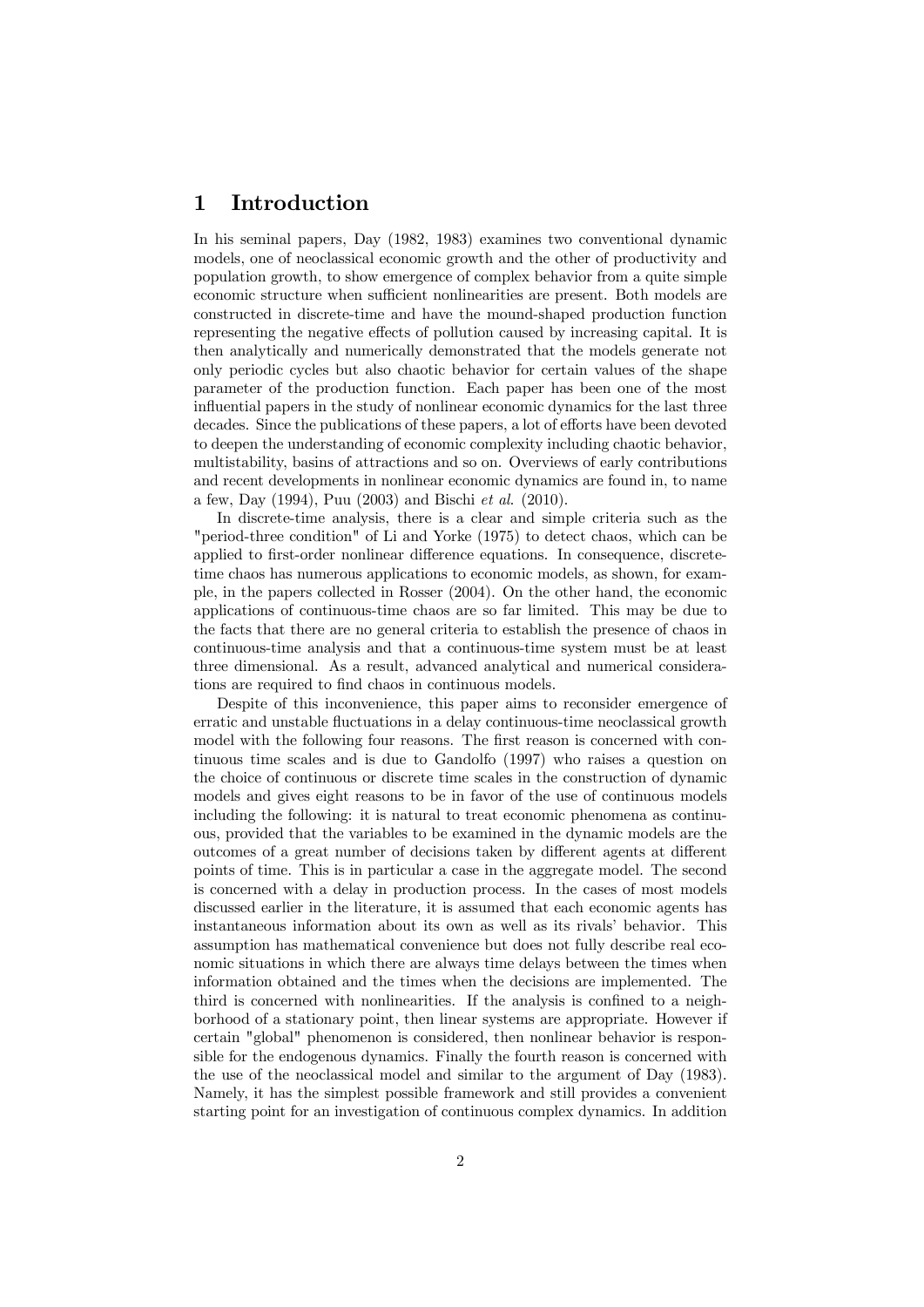# 1 Introduction

In his seminal papers, Day (1982, 1983) examines two conventional dynamic models, one of neoclassical economic growth and the other of productivity and population growth, to show emergence of complex behavior from a quite simple economic structure when sufficient nonlinearities are present. Both models are constructed in discrete-time and have the mound-shaped production function representing the negative effects of pollution caused by increasing capital. It is then analytically and numerically demonstrated that the models generate not only periodic cycles but also chaotic behavior for certain values of the shape parameter of the production function. Each paper has been one of the most influential papers in the study of nonlinear economic dynamics for the last three decades. Since the publications of these papers, a lot of efforts have been devoted to deepen the understanding of economic complexity including chaotic behavior, multistability, basins of attractions and so on. Overviews of early contributions and recent developments in nonlinear economic dynamics are found in, to name a few, Day (1994), Puu (2003) and Bischi *et al.* (2010).

In discrete-time analysis, there is a clear and simple criteria such as the "period-three condition" of Li and Yorke (1975) to detect chaos, which can be applied to first-order nonlinear difference equations. In consequence, discrete-time chaos has numerous applications to economic models, as shown, for example, in the papers collected in Rosser (2004). On the other hand, the economic applications of continuous-time chaos are so far limited. This may be due to the facts that there are no general criteria to establish the presence of chaos in continuous-time analysis and that a continuous-time system must be at least three dimensional. As a result, advanced analytical and numerical considerations are required to find chaos in continuous models.

Despite of this inconvenience, this paper aims to reconsider emergence of erratic and unstable fluctuations in a delay continuous-time neoclassical growth model with the following four reasons. The first reason is concerned with continuous time scales and is due to Gandolfo (1997) who raises a question on the choice of continuous or discrete time scales in the construction of dynamic models and gives eight reasons to be in favor of the use of continuous models including the following: it is natural to treat economic phenomena as continuous, provided that the variables to be examined in the dynamic models are the outcomes of a great number of decisions taken by different agents at different points of time. This is in particular a case in the aggregate model. The second is concerned with a delay in production process. In the cases of most models discussed earlier in the literature, it is assumed that each economic agents has instantaneous information about its own as well as its rivals' behavior. This assumption has mathematical convenience but does not fully describe real economic situations in which there are always time delays between the times when information obtained and the times when the decisions are implemented. The third is concerned with nonlinearities. If the analysis is confined to a neighborhood of a stationary point, then linear systems are appropriate. However if certain "global" phenomenon is considered, then nonlinear behavior is responsible for the endogenous dynamics. Finally the fourth reason is concerned with the use of the neoclassical model and similar to the argument of Day (1983). Namely, it has the simplest possible framework and still provides a convenient starting point for an investigation of continuous complex dynamics. In addition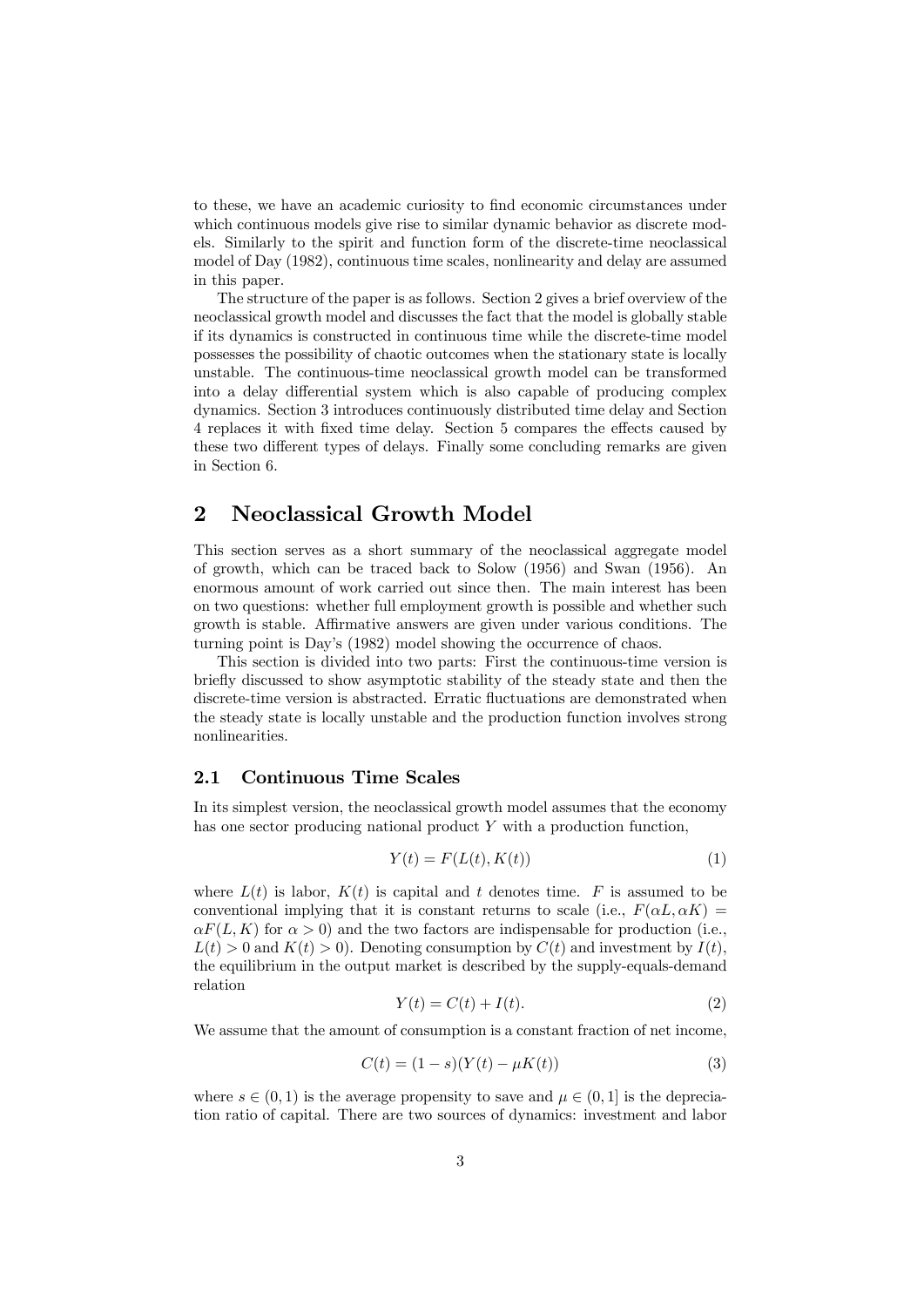to these, we have an academic curiosity to find economic circumstances under which continuous models give rise to similar dynamic behavior as discrete models. Similarly to the spirit and function form of the discrete-time neoclassical model of Day (1982), continuous time scales, nonlinearity and delay are assumed in this paper.

The structure of the paper is as follows. Section 2 gives a brief overview of the neoclassical growth model and discusses the fact that the model is globally stable if its dynamics is constructed in continuous time while the discrete-time model possesses the possibility of chaotic outcomes when the stationary state is locally unstable. The continuous-time neoclassical growth model can be transformed into a delay differential system which is also capable of producing complex dynamics. Section 3 introduces continuously distributed time delay and Section 4 replaces it with fixed time delay. Section 5 compares the effects caused by these two different types of delays. Finally some concluding remarks are given in Section 6.

## 2 Neoclassical Growth Model

This section serves as a short summary of the neoclassical aggregate model of growth, which can be traced back to Solow (1956) and Swan (1956). An enormous amount of work carried out since then. The main interest has been on two questions: whether full employment growth is possible and whether such growth is stable. Affirmative answers are given under various conditions. The turning point is Day's (1982) model showing the occurrence of chaos.

This section is divided into two parts: First the continuous-time version is briefly discussed to show asymptotic stability of the steady state and then the discrete-time version is abstracted. Erratic fluctuations are demonstrated when the steady state is locally unstable and the production function involves strong nonlinearities.

### 2.1 Continuous Time Scales

In its simplest version, the neoclassical growth model assumes that the economy has one sector producing national product $Y$ with a production function,

$$Y(t) = F(L(t), K(t)) \tag{1}$$

where $L(t)$ is labor, $K(t)$ is capital and $t$ denotes time. $F$ is assumed to be conventional implying that it is constant returns to scale (i.e., $F(\alpha L, \alpha K) = \alpha F(L, K)$ for $\alpha > 0$) and the two factors are indispensable for production (i.e., $L(t) > 0$ and $K(t) > 0$). Denoting consumption by $C(t)$ and investment by $I(t)$, the equilibrium in the output market is described by the supply-equals-demand relation

$$Y(t) = C(t) + I(t). \tag{2}$$

We assume that the amount of consumption is a constant fraction of net income,

$$C(t) = (1 - s)(Y(t) - \mu K(t)) \tag{3}$$

where $s \in (0, 1)$ is the average propensity to save and $\mu \in (0, 1]$ is the depreciation ratio of capital. There are two sources of dynamics: investment and labor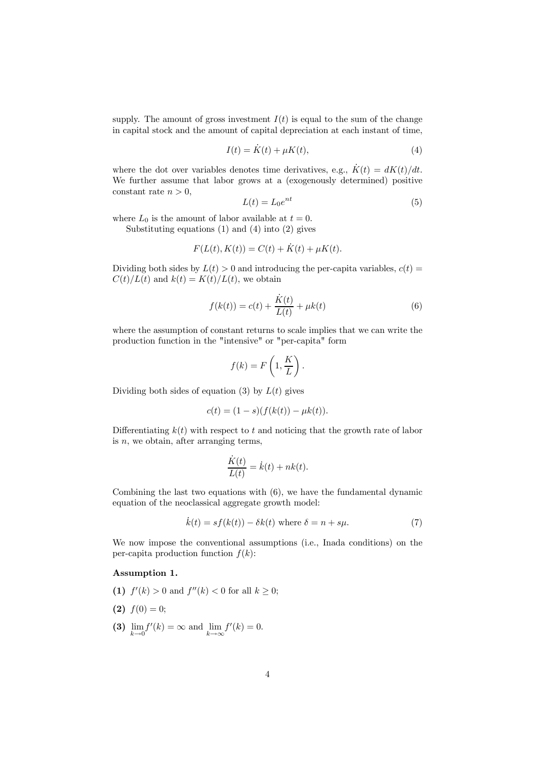supply. The amount of gross investment $I(t)$ is equal to the sum of the change in capital stock and the amount of capital depreciation at each instant of time,

$$I(t) = \dot{K}(t) + \mu K(t), \tag{4}$$

where the dot over variables denotes time derivatives, e.g., $\dot{K}(t) = dK(t)/dt$. We further assume that labor grows at a (exogenously determined) positive constant rate $n > 0$,

$$L(t) = L_0 e^{nt} \tag{5}$$

where $L_0$ is the amount of labor available at $t = 0$.

Substituting equations (1) and (4) into (2) gives

$$F(L(t), K(t)) = C(t) + \dot{K}(t) + \mu K(t).$$

Dividing both sides by $L(t) > 0$ and introducing the per-capita variables, $c(t) = C(t)/L(t)$ and $k(t) = K(t)/L(t)$, we obtain

$$f(k(t)) = c(t) + \frac{\dot{K}(t)}{L(t)} + \mu k(t) \tag{6}$$

where the assumption of constant returns to scale implies that we can write the production function in the "intensive" or "per-capita" form

$$f(k) = F\left(1, \frac{K}{L}\right).$$

Dividing both sides of equation (3) by $L(t)$ gives

$$c(t) = (1 - s)(f(k(t)) - \mu k(t)).$$

Differentiating $k(t)$ with respect to $t$ and noticing that the growth rate of labor is $n$, we obtain, after arranging terms,

$$\frac{\dot{K}(t)}{L(t)} = \dot{k}(t) + nk(t).$$

Combining the last two equations with (6), we have the fundamental dynamic equation of the neoclassical aggregate growth model:

$$\dot{k}(t) = sf(k(t)) - \delta k(t) \text{ where } \delta = n + s\mu. \tag{7}$$

We now impose the conventional assumptions (i.e., Inada conditions) on the per-capita production function $f(k)$:

**Assumption 1.**

**(1)** $f'(k) > 0$ and $f''(k) < 0$ for all $k \geq 0$;

**(2)** $f(0) = 0$;

**(3)** $\lim_{k \to 0} f'(k) = \infty$ and $\lim_{k \to \infty} f'(k) = 0$.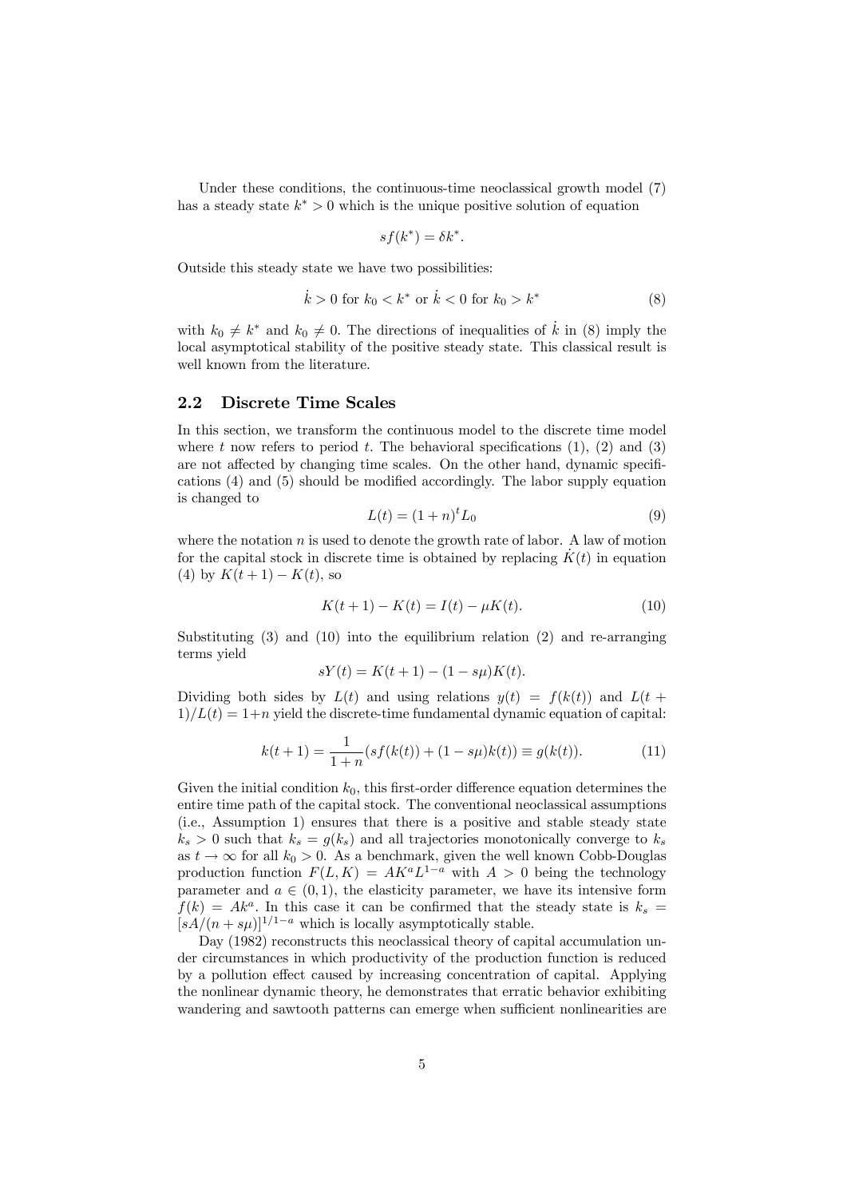Under these conditions, the continuous-time neoclassical growth model (7) has a steady state $k^* > 0$ which is the unique positive solution of equation

$$sf(k^*) = \delta k^*.$$

Outside this steady state we have two possibilities:

$$\dot{k} > 0 \text{ for } k_0 < k^* \text{ or } \dot{k} < 0 \text{ for } k_0 > k^* \tag{8}$$

with $k_0 \neq k^*$ and $k_0 \neq 0$. The directions of inequalities of $\dot{k}$ in (8) imply the local asymptotical stability of the positive steady state. This classical result is well known from the literature.

## 2.2 Discrete Time Scales

In this section, we transform the continuous model to the discrete time model where $t$ now refers to period $t$. The behavioral specifications (1), (2) and (3) are not affected by changing time scales. On the other hand, dynamic specifications (4) and (5) should be modified accordingly. The labor supply equation is changed to

$$L(t) = (1+n)^t L_0 \tag{9}$$

where the notation $n$ is used to denote the growth rate of labor. A law of motion for the capital stock in discrete time is obtained by replacing $\dot{K}(t)$ in equation (4) by $K(t+1) - K(t)$, so

$$K(t+1) - K(t) = I(t) - \mu K(t). \tag{10}$$

Substituting (3) and (10) into the equilibrium relation (2) and re-arranging terms yield

$$sY(t) = K(t+1) - (1 - s\mu)K(t).$$

Dividing both sides by $L(t)$ and using relations $y(t) = f(k(t))$ and $L(t+1)/L(t) = 1+n$ yield the discrete-time fundamental dynamic equation of capital:

$$k(t+1) = \frac{1}{1+n}(sf(k(t)) + (1 - s\mu)k(t)) \equiv g(k(t)). \tag{11}$$

Given the initial condition $k_0$, this first-order difference equation determines the entire time path of the capital stock. The conventional neoclassical assumptions (i.e., Assumption 1) ensures that there is a positive and stable steady state $k_s > 0$ such that $k_s = g(k_s)$ and all trajectories monotonically converge to $k_s$ as $t \to \infty$ for all $k_0 > 0$. As a benchmark, given the well known Cobb-Douglas production function $F(L, K) = AK^a L^{1-a}$ with $A > 0$ being the technology parameter and $a \in (0, 1)$, the elasticity parameter, we have its intensive form $f(k) = Ak^a$. In this case it can be confirmed that the steady state is $k_s = [sA/(n + s\mu)]^{1/1-a}$ which is locally asymptotically stable.

Day (1982) reconstructs this neoclassical theory of capital accumulation under circumstances in which productivity of the production function is reduced by a pollution effect caused by increasing concentration of capital. Applying the nonlinear dynamic theory, he demonstrates that erratic behavior exhibiting wandering and sawtooth patterns can emerge when sufficient nonlinearities are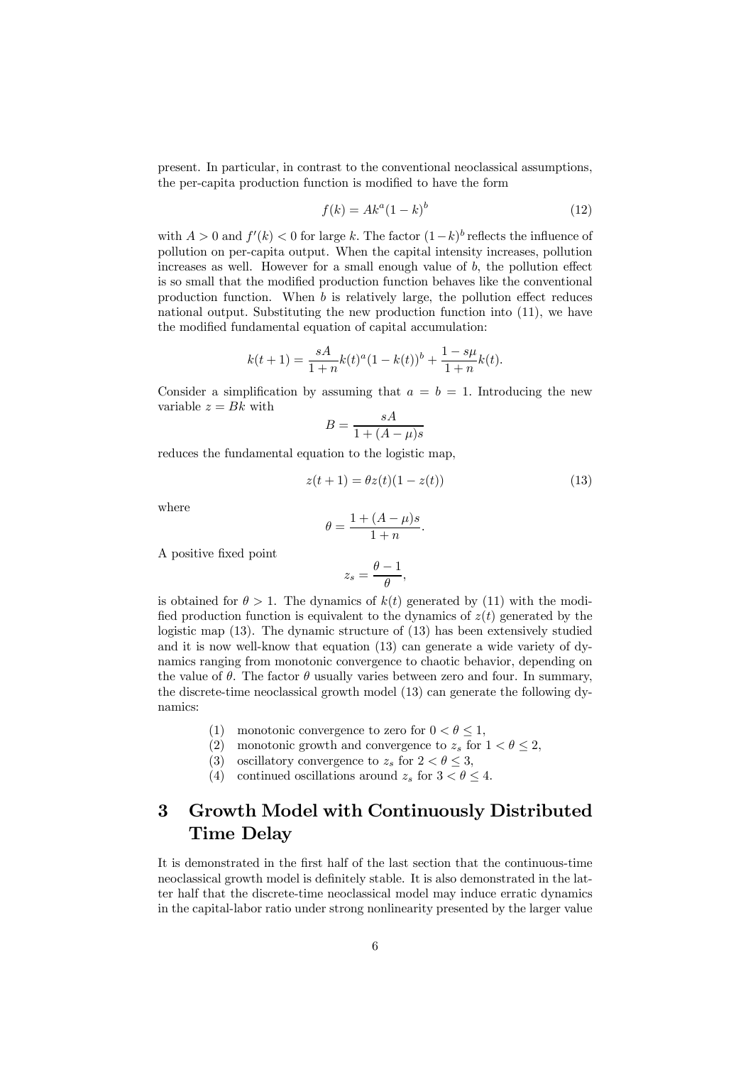present. In particular, in contrast to the conventional neoclassical assumptions, the per-capita production function is modified to have the form

$$f(k) = Ak^a(1-k)^b \tag{12}$$

with $A > 0$ and $f'(k) < 0$ for large $k$. The factor $(1-k)^b$ reflects the influence of pollution on per-capita output. When the capital intensity increases, pollution increases as well. However for a small enough value of $b$, the pollution effect is so small that the modified production function behaves like the conventional production function. When $b$ is relatively large, the pollution effect reduces national output. Substituting the new production function into (11), we have the modified fundamental equation of capital accumulation:

$$k(t+1) = \frac{sA}{1+n}k(t)^a(1-k(t))^b + \frac{1-s\mu}{1+n}k(t).$$

Consider a simplification by assuming that $a = b = 1$. Introducing the new variable $z = Bk$ with

$$B = \frac{sA}{1+(A-\mu)s}$$

reduces the fundamental equation to the logistic map,

$$z(t+1) = \theta z(t)(1-z(t)) \tag{13}$$

where

$$\theta = \frac{1+(A-\mu)s}{1+n}.$$

A positive fixed point

$$z_s = \frac{\theta - 1}{\theta},$$

is obtained for $\theta > 1$. The dynamics of $k(t)$ generated by (11) with the modified production function is equivalent to the dynamics of $z(t)$ generated by the logistic map (13). The dynamic structure of (13) has been extensively studied and it is now well-know that equation (13) can generate a wide variety of dynamics ranging from monotonic convergence to chaotic behavior, depending on the value of $\theta$. The factor $\theta$ usually varies between zero and four. In summary, the discrete-time neoclassical growth model (13) can generate the following dynamics:

(1) monotonic convergence to zero for $0 < \theta \leq 1$,
(2) monotonic growth and convergence to $z_s$ for $1 < \theta \leq 2$,
(3) oscillatory convergence to $z_s$ for $2 < \theta \leq 3$,
(4) continued oscillations around $z_s$ for $3 < \theta \leq 4$.

# 3 Growth Model with Continuously Distributed Time Delay

It is demonstrated in the first half of the last section that the continuous-time neoclassical growth model is definitely stable. It is also demonstrated in the latter half that the discrete-time neoclassical model may induce erratic dynamics in the capital-labor ratio under strong nonlinearity presented by the larger value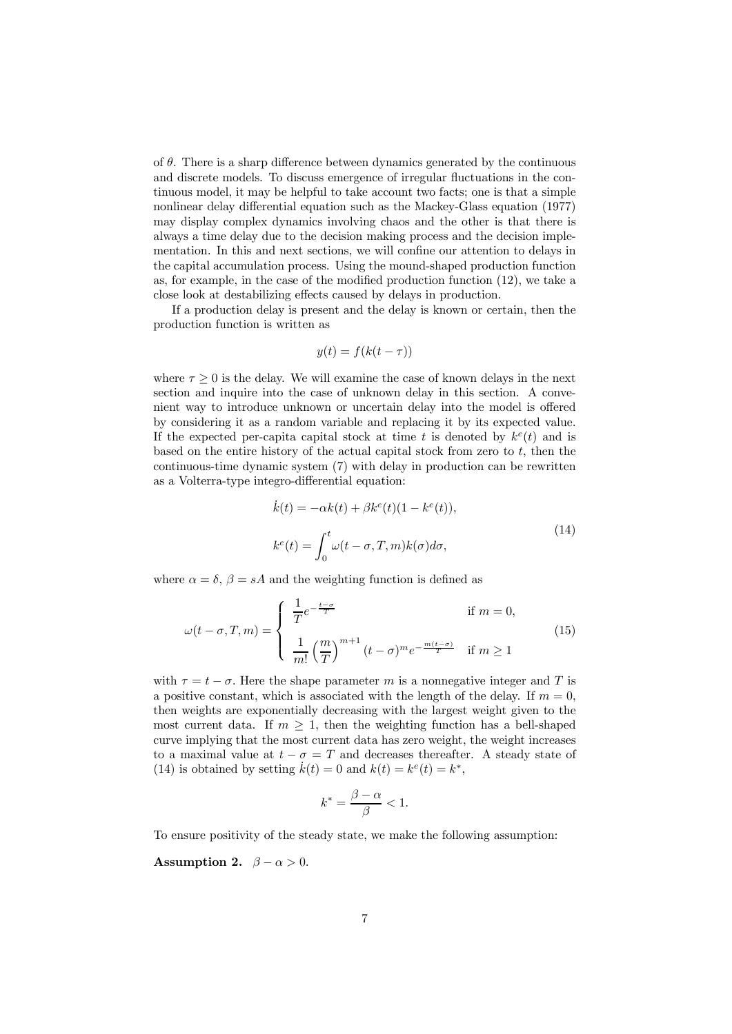of $\theta$. There is a sharp difference between dynamics generated by the continuous and discrete models. To discuss emergence of irregular fluctuations in the continuous model, it may be helpful to take account two facts; one is that a simple nonlinear delay differential equation such as the Mackey-Glass equation (1977) may display complex dynamics involving chaos and the other is that there is always a time delay due to the decision making process and the decision implementation. In this and next sections, we will confine our attention to delays in the capital accumulation process. Using the mound-shaped production function as, for example, in the case of the modified production function (12), we take a close look at destabilizing effects caused by delays in production.

If a production delay is present and the delay is known or certain, then the production function is written as

$$y(t) = f(k(t-\tau))$$

where $\tau \geq 0$ is the delay. We will examine the case of known delays in the next section and inquire into the case of unknown delay in this section. A convenient way to introduce unknown or uncertain delay into the model is offered by considering it as a random variable and replacing it by its expected value. If the expected per-capita capital stock at time $t$ is denoted by $k^e(t)$ and is based on the entire history of the actual capital stock from zero to $t$, then the continuous-time dynamic system (7) with delay in production can be rewritten as a Volterra-type integro-differential equation:

$$\dot{k}(t) = -\alpha k(t) + \beta k^e(t)(1 - k^e(t)),$$
$$k^e(t) = \int_0^t \omega(t-\sigma, T, m) k(\sigma) d\sigma, \tag{14}$$

where $\alpha = \delta$, $\beta = sA$ and the weighting function is defined as

$$\omega(t-\sigma, T, m) = \begin{cases} \dfrac{1}{T} e^{-\frac{t-\sigma}{T}} & \text{if } m = 0, \\ \dfrac{1}{m!}\left(\dfrac{m}{T}\right)^{m+1} (t-\sigma)^m e^{-\frac{m(t-\sigma)}{T}} & \text{if } m \geq 1 \end{cases} \tag{15}$$

with $\tau = t - \sigma$. Here the shape parameter $m$ is a nonnegative integer and $T$ is a positive constant, which is associated with the length of the delay. If $m = 0$, then weights are exponentially decreasing with the largest weight given to the most current data. If $m \geq 1$, then the weighting function has a bell-shaped curve implying that the most current data has zero weight, the weight increases to a maximal value at $t - \sigma = T$ and decreases thereafter. A steady state of (14) is obtained by setting $\dot{k}(t) = 0$ and $k(t) = k^e(t) = k^*$,

$$k^* = \frac{\beta - \alpha}{\beta} < 1.$$

To ensure positivity of the steady state, we make the following assumption:

**Assumption 2.** $\beta - \alpha > 0$.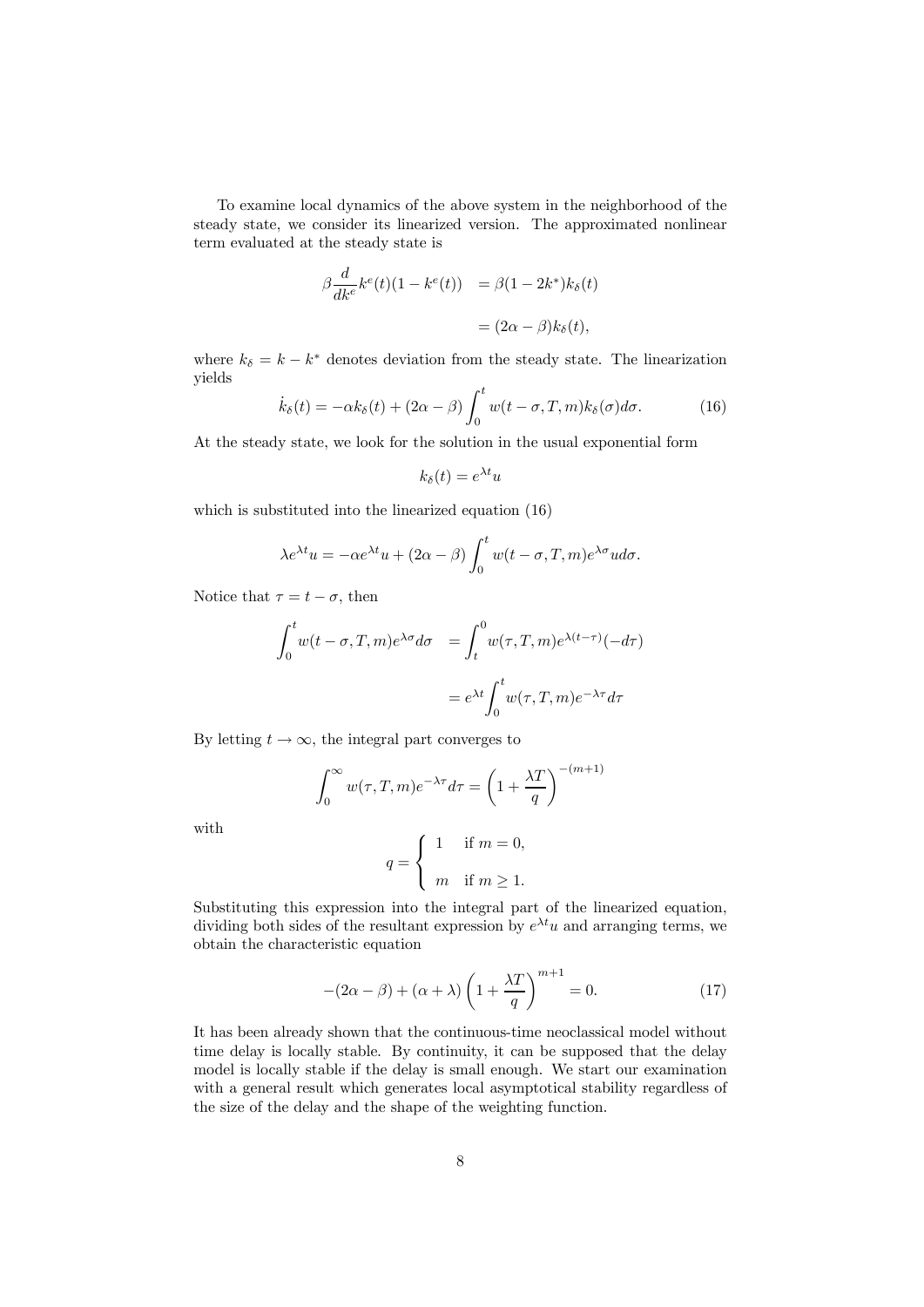To examine local dynamics of the above system in the neighborhood of the steady state, we consider its linearized version. The approximated nonlinear term evaluated at the steady state is

$$
\begin{aligned}
\beta \frac{d}{dk^e} k^e(t)(1-k^e(t)) &= \beta(1-2k^*)k_\delta(t) \\
&= (2\alpha - \beta)k_\delta(t),
\end{aligned}
$$

where $k_\delta = k - k^*$ denotes deviation from the steady state. The linearization yields

$$
\dot{k}_\delta(t) = -\alpha k_\delta(t) + (2\alpha - \beta) \int_0^t w(t-\sigma, T, m) k_\delta(\sigma) d\sigma. \tag{16}
$$

At the steady state, we look for the solution in the usual exponential form

$$
k_\delta(t) = e^{\lambda t} u
$$

which is substituted into the linearized equation (16)

$$
\lambda e^{\lambda t} u = -\alpha e^{\lambda t} u + (2\alpha - \beta) \int_0^t w(t-\sigma, T, m) e^{\lambda \sigma} u d\sigma.
$$

Notice that $\tau = t - \sigma$, then

$$
\begin{aligned}
\int_0^t w(t-\sigma, T, m) e^{\lambda \sigma} d\sigma &= \int_t^0 w(\tau, T, m) e^{\lambda(t-\tau)} (-d\tau) \\
&= e^{\lambda t} \int_0^t w(\tau, T, m) e^{-\lambda \tau} d\tau
\end{aligned}
$$

By letting $t \to \infty$, the integral part converges to

$$
\int_0^\infty w(\tau, T, m) e^{-\lambda \tau} d\tau = \left(1 + \frac{\lambda T}{q}\right)^{-(m+1)}
$$

with

$$
q = \begin{cases} 1 & \text{if } m = 0, \\ m & \text{if } m \geq 1. \end{cases}
$$

Substituting this expression into the integral part of the linearized equation, dividing both sides of the resultant expression by $e^{\lambda t} u$ and arranging terms, we obtain the characteristic equation

$$
-(2\alpha - \beta) + (\alpha + \lambda) \left(1 + \frac{\lambda T}{q}\right)^{m+1} = 0. \tag{17}
$$

It has been already shown that the continuous-time neoclassical model without time delay is locally stable. By continuity, it can be supposed that the delay model is locally stable if the delay is small enough. We start our examination with a general result which generates local asymptotical stability regardless of the size of the delay and the shape of the weighting function.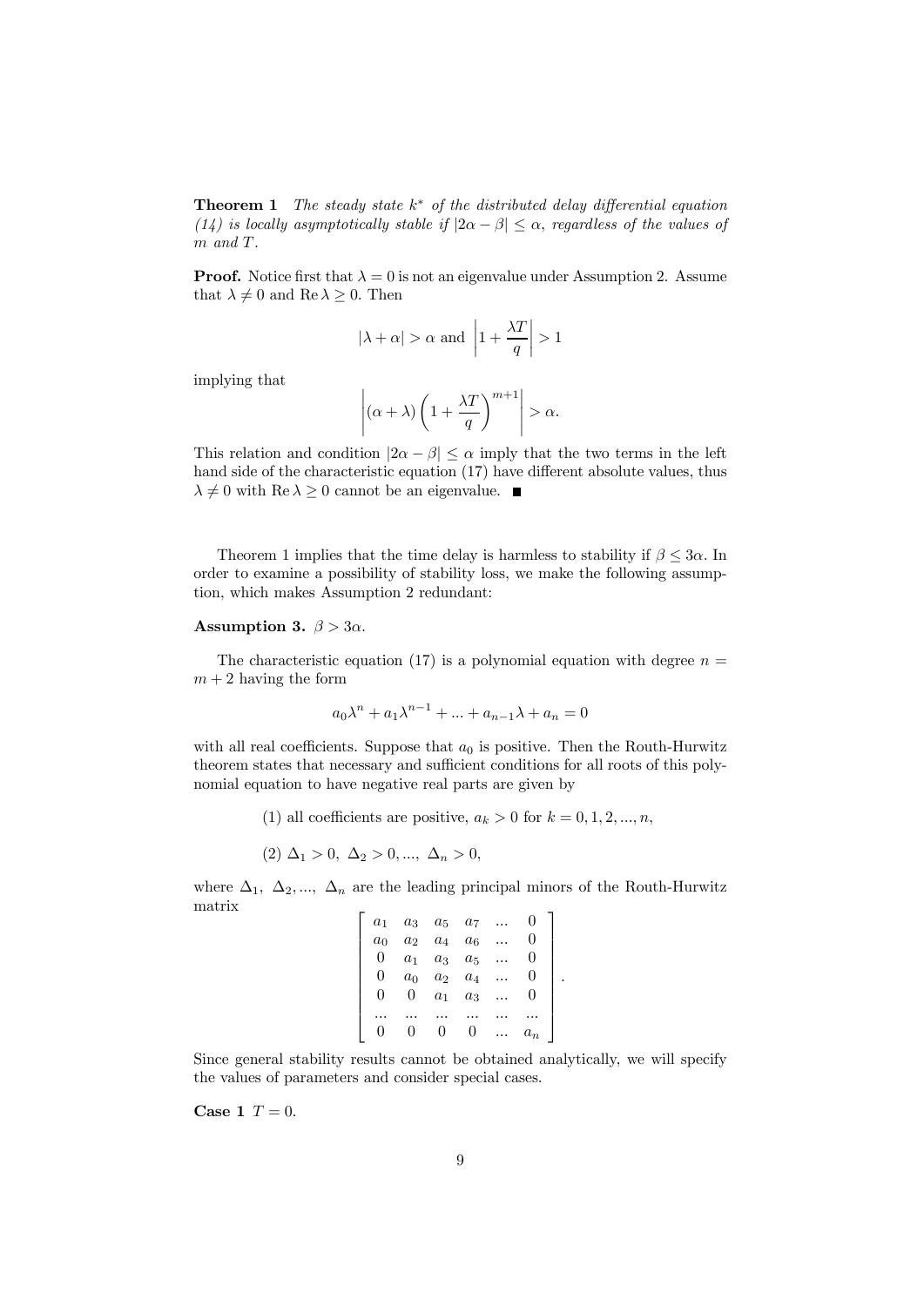**Theorem 1** *The steady state $k^*$ of the distributed delay differential equation (14) is locally asymptotically stable if $|2\alpha - \beta| \leq \alpha$, regardless of the values of $m$ and $T$.*

**Proof.** Notice first that $\lambda = 0$ is not an eigenvalue under Assumption 2. Assume that $\lambda \neq 0$ and $\operatorname{Re} \lambda \geq 0$. Then

$$|\lambda + \alpha| > \alpha \text{ and } \left|1 + \frac{\lambda T}{q}\right| > 1$$

implying that

$$\left|(\alpha + \lambda)\left(1 + \frac{\lambda T}{q}\right)^{m+1}\right| > \alpha.$$

This relation and condition $|2\alpha - \beta| \leq \alpha$ imply that the two terms in the left hand side of the characteristic equation (17) have different absolute values, thus $\lambda \neq 0$ with $\operatorname{Re} \lambda \geq 0$ cannot be an eigenvalue. ■

Theorem 1 implies that the time delay is harmless to stability if $\beta \leq 3\alpha$. In order to examine a possibility of stability loss, we make the following assumption, which makes Assumption 2 redundant:

**Assumption 3.** $\beta > 3\alpha$.

The characteristic equation (17) is a polynomial equation with degree $n = m + 2$ having the form

$$a_0 \lambda^n + a_1 \lambda^{n-1} + ... + a_{n-1} \lambda + a_n = 0$$

with all real coefficients. Suppose that $a_0$ is positive. Then the Routh-Hurwitz theorem states that necessary and sufficient conditions for all roots of this polynomial equation to have negative real parts are given by

(1) all coefficients are positive, $a_k > 0$ for $k = 0, 1, 2, ..., n$,

(2) $\Delta_1 > 0,\ \Delta_2 > 0, ...,\ \Delta_n > 0$,

where $\Delta_1,\ \Delta_2, ...,\ \Delta_n$ are the leading principal minors of the Routh-Hurwitz matrix

$$\begin{bmatrix} a_1 & a_3 & a_5 & a_7 & ... & 0 \\ a_0 & a_2 & a_4 & a_6 & ... & 0 \\ 0 & a_1 & a_3 & a_5 & ... & 0 \\ 0 & a_0 & a_2 & a_4 & ... & 0 \\ 0 & 0 & a_1 & a_3 & ... & 0 \\ ... & ... & ... & ... & ... & ... \\ 0 & 0 & 0 & 0 & ... & a_n \end{bmatrix}.$$

Since general stability results cannot be obtained analytically, we will specify the values of parameters and consider special cases.

**Case 1** $T = 0$.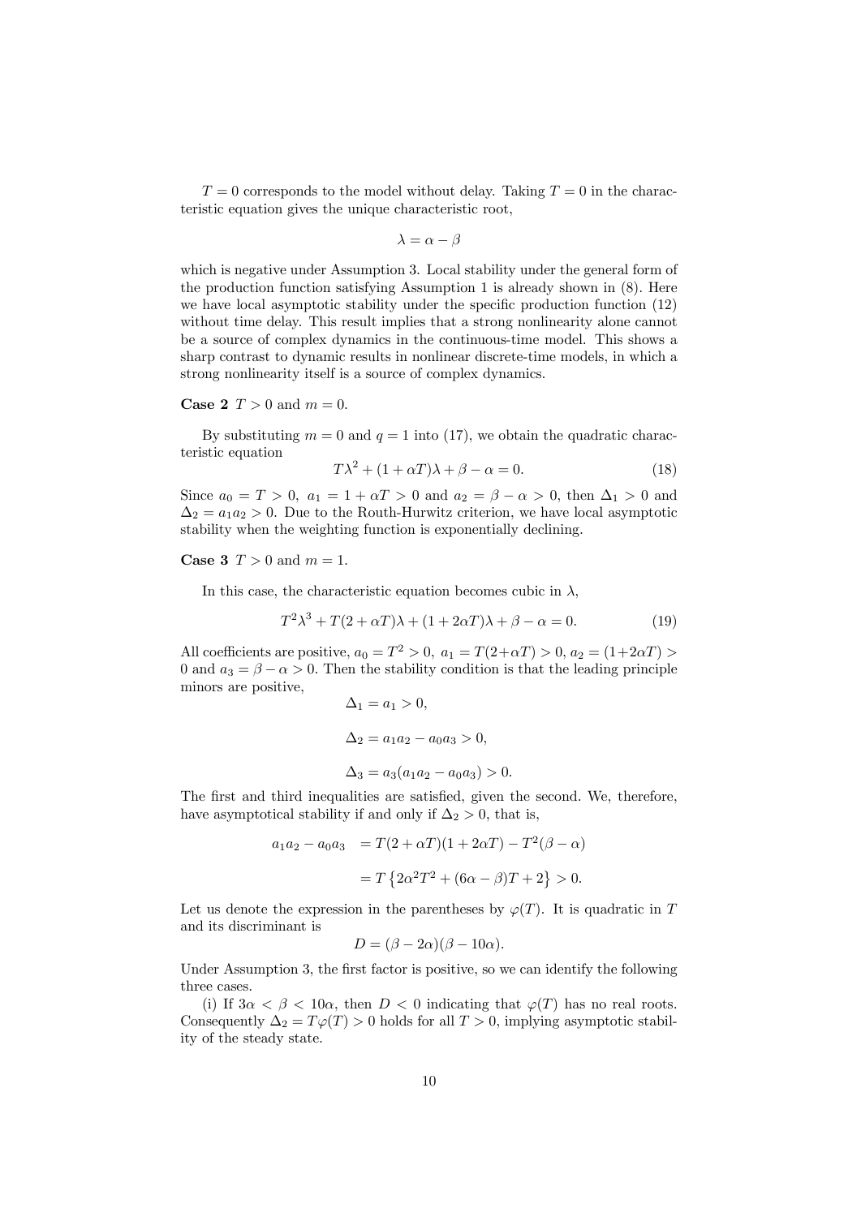$T = 0$ corresponds to the model without delay. Taking $T = 0$ in the characteristic equation gives the unique characteristic root,

$$\lambda = \alpha - \beta$$

which is negative under Assumption 3. Local stability under the general form of the production function satisfying Assumption 1 is already shown in (8). Here we have local asymptotic stability under the specific production function (12) without time delay. This result implies that a strong nonlinearity alone cannot be a source of complex dynamics in the continuous-time model. This shows a sharp contrast to dynamic results in nonlinear discrete-time models, in which a strong nonlinearity itself is a source of complex dynamics.

**Case 2** $T > 0$ and $m = 0$.

By substituting $m = 0$ and $q = 1$ into (17), we obtain the quadratic characteristic equation

$$T\lambda^2 + (1 + \alpha T)\lambda + \beta - \alpha = 0. \tag{18}$$

Since $a_0 = T > 0$, $a_1 = 1 + \alpha T > 0$ and $a_2 = \beta - \alpha > 0$, then $\Delta_1 > 0$ and $\Delta_2 = a_1 a_2 > 0$. Due to the Routh-Hurwitz criterion, we have local asymptotic stability when the weighting function is exponentially declining.

**Case 3** $T > 0$ and $m = 1$.

In this case, the characteristic equation becomes cubic in $\lambda$,

$$T^2\lambda^3 + T(2 + \alpha T)\lambda + (1 + 2\alpha T)\lambda + \beta - \alpha = 0. \tag{19}$$

All coefficients are positive, $a_0 = T^2 > 0$, $a_1 = T(2+\alpha T) > 0$, $a_2 = (1+2\alpha T) > 0$ and $a_3 = \beta - \alpha > 0$. Then the stability condition is that the leading principle minors are positive,

$$\Delta_1 = a_1 > 0,$$

$$\Delta_2 = a_1 a_2 - a_0 a_3 > 0,$$

$$\Delta_3 = a_3(a_1 a_2 - a_0 a_3) > 0.$$

The first and third inequalities are satisfied, given the second. We, therefore, have asymptotical stability if and only if $\Delta_2 > 0$, that is,

$$\begin{aligned} a_1 a_2 - a_0 a_3 &= T(2 + \alpha T)(1 + 2\alpha T) - T^2(\beta - \alpha) \\ &= T\left\{2\alpha^2 T^2 + (6\alpha - \beta)T + 2\right\} > 0. \end{aligned}$$

Let us denote the expression in the parentheses by $\varphi(T)$. It is quadratic in $T$ and its discriminant is

$$D = (\beta - 2\alpha)(\beta - 10\alpha).$$

Under Assumption 3, the first factor is positive, so we can identify the following three cases.

(i) If $3\alpha < \beta < 10\alpha$, then $D < 0$ indicating that $\varphi(T)$ has no real roots. Consequently $\Delta_2 = T\varphi(T) > 0$ holds for all $T > 0$, implying asymptotic stability of the steady state.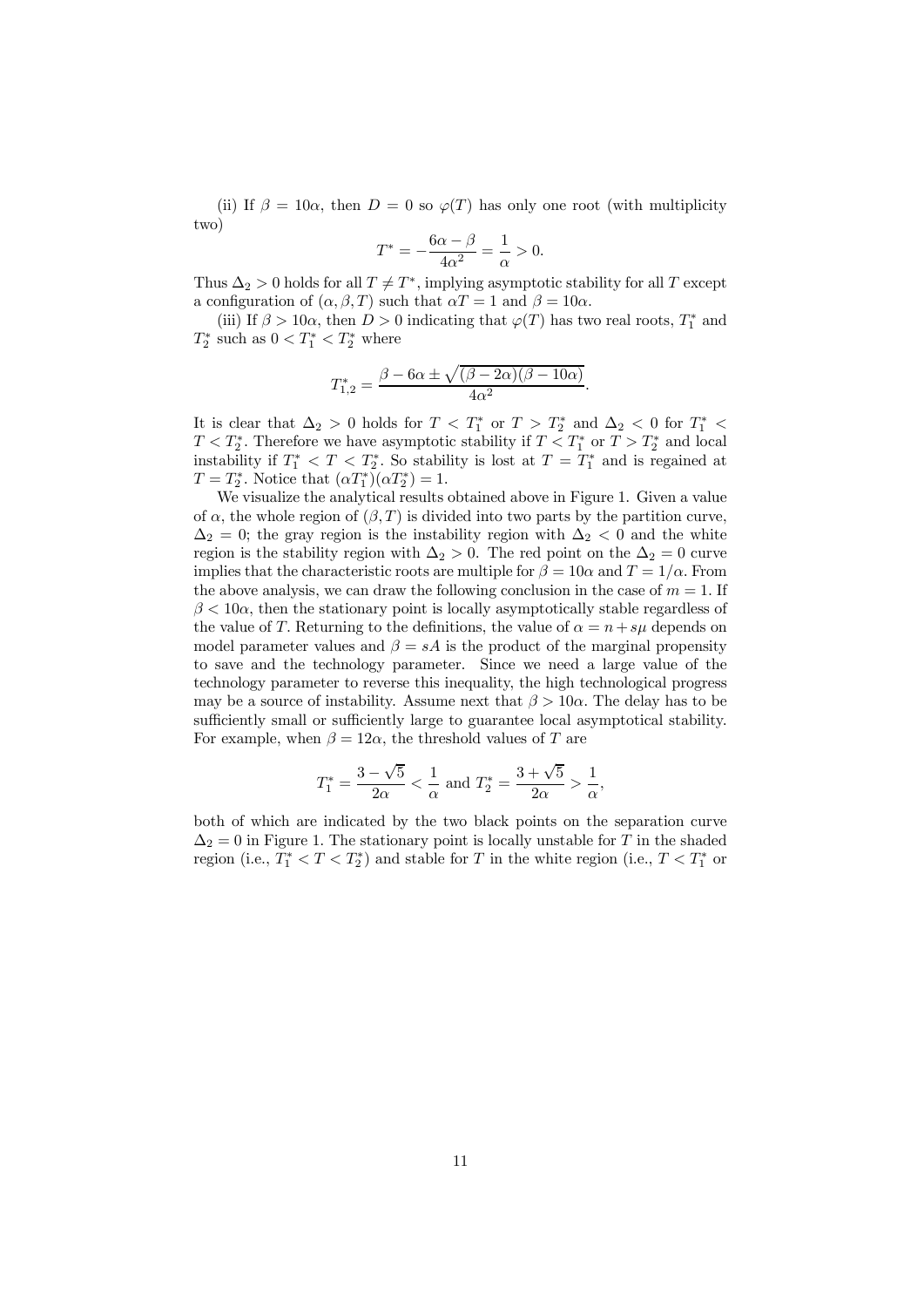(ii) If $\beta = 10\alpha$, then $D = 0$ so $\varphi(T)$ has only one root (with multiplicity two)

$$T^* = -\frac{6\alpha - \beta}{4\alpha^2} = \frac{1}{\alpha} > 0.$$

Thus $\Delta_2 > 0$ holds for all $T \neq T^*$, implying asymptotic stability for all $T$ except a configuration of $(\alpha, \beta, T)$ such that $\alpha T = 1$ and $\beta = 10\alpha$.

(iii) If $\beta > 10\alpha$, then $D > 0$ indicating that $\varphi(T)$ has two real roots, $T_1^*$ and $T_2^*$ such as $0 < T_1^* < T_2^*$ where

$$T_{1,2}^* = \frac{\beta - 6\alpha \pm \sqrt{(\beta - 2\alpha)(\beta - 10\alpha)}}{4\alpha^2}.$$

It is clear that $\Delta_2 > 0$ holds for $T < T_1^*$ or $T > T_2^*$ and $\Delta_2 < 0$ for $T_1^* < T < T_2^*$. Therefore we have asymptotic stability if $T < T_1^*$ or $T > T_2^*$ and local instability if $T_1^* < T < T_2^*$. So stability is lost at $T = T_1^*$ and is regained at $T = T_2^*$. Notice that $(\alpha T_1^*)(\alpha T_2^*) = 1$.

We visualize the analytical results obtained above in Figure 1. Given a value of $\alpha$, the whole region of $(\beta, T)$ is divided into two parts by the partition curve, $\Delta_2 = 0$; the gray region is the instability region with $\Delta_2 < 0$ and the white region is the stability region with $\Delta_2 > 0$. The red point on the $\Delta_2 = 0$ curve implies that the characteristic roots are multiple for $\beta = 10\alpha$ and $T = 1/\alpha$. From the above analysis, we can draw the following conclusion in the case of $m = 1$. If $\beta < 10\alpha$, then the stationary point is locally asymptotically stable regardless of the value of $T$. Returning to the definitions, the value of $\alpha = n + s\mu$ depends on model parameter values and $\beta = sA$ is the product of the marginal propensity to save and the technology parameter. Since we need a large value of the technology parameter to reverse this inequality, the high technological progress may be a source of instability. Assume next that $\beta > 10\alpha$. The delay has to be sufficiently small or sufficiently large to guarantee local asymptotical stability. For example, when $\beta = 12\alpha$, the threshold values of $T$ are

$$T_1^* = \frac{3 - \sqrt{5}}{2\alpha} < \frac{1}{\alpha} \text{ and } T_2^* = \frac{3 + \sqrt{5}}{2\alpha} > \frac{1}{\alpha},$$

both of which are indicated by the two black points on the separation curve $\Delta_2 = 0$ in Figure 1. The stationary point is locally unstable for $T$ in the shaded region (i.e., $T_1^* < T < T_2^*$) and stable for $T$ in the white region (i.e., $T < T_1^*$ or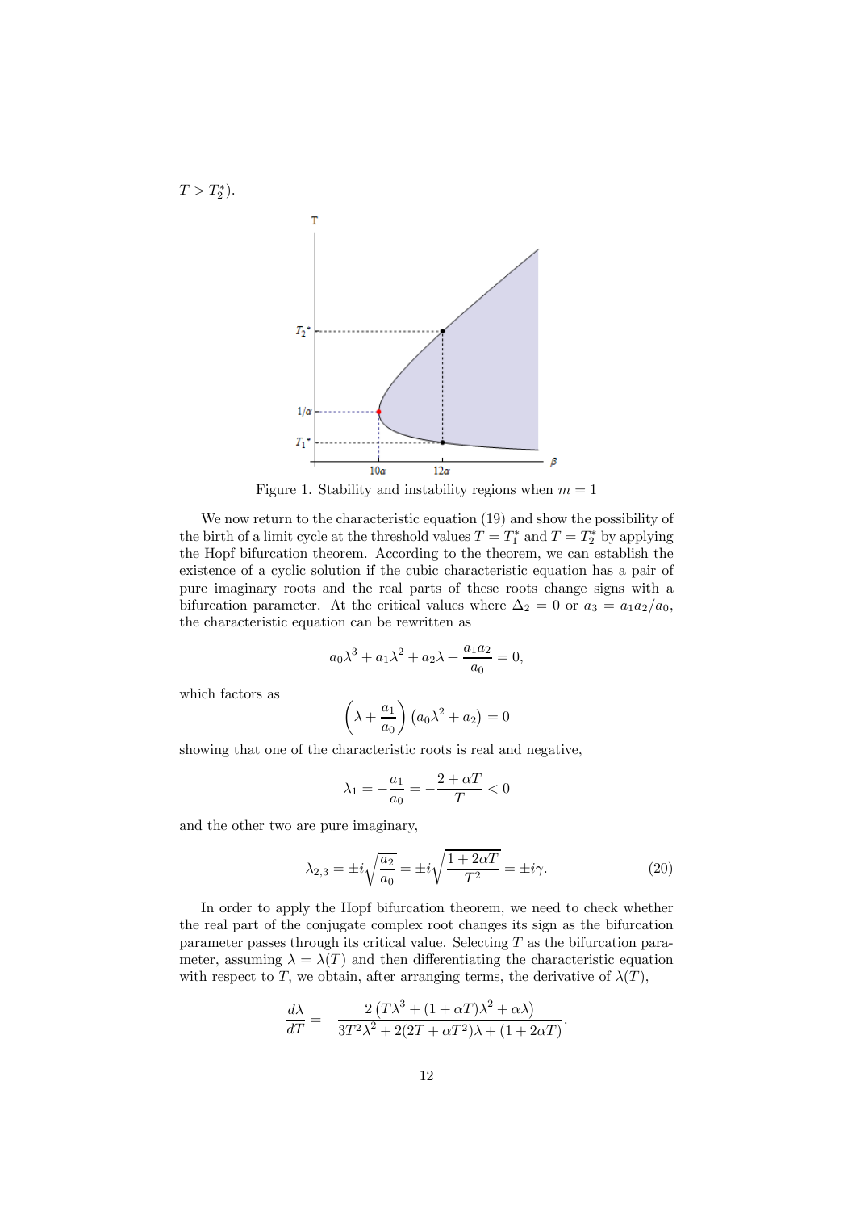$T > T_2^*$).

Figure 1. Stability and instability regions when $m = 1$

We now return to the characteristic equation (19) and show the possibility of the birth of a limit cycle at the threshold values $T = T_1^*$ and $T = T_2^*$ by applying the Hopf bifurcation theorem. According to the theorem, we can establish the existence of a cyclic solution if the cubic characteristic equation has a pair of pure imaginary roots and the real parts of these roots change signs with a bifurcation parameter. At the critical values where $\Delta_2 = 0$ or $a_3 = a_1 a_2 / a_0$, the characteristic equation can be rewritten as

$$a_0 \lambda^3 + a_1 \lambda^2 + a_2 \lambda + \frac{a_1 a_2}{a_0} = 0,$$

which factors as

$$\left( \lambda + \frac{a_1}{a_0} \right) \left( a_0 \lambda^2 + a_2 \right) = 0$$

showing that one of the characteristic roots is real and negative,

$$\lambda_1 = -\frac{a_1}{a_0} = -\frac{2 + \alpha T}{T} < 0$$

and the other two are pure imaginary,

$$\lambda_{2,3} = \pm i \sqrt{\frac{a_2}{a_0}} = \pm i \sqrt{\frac{1 + 2\alpha T}{T^2}} = \pm i \gamma. \tag{20}$$

In order to apply the Hopf bifurcation theorem, we need to check whether the real part of the conjugate complex root changes its sign as the bifurcation parameter passes through its critical value. Selecting $T$ as the bifurcation parameter, assuming $\lambda = \lambda(T)$ and then differentiating the characteristic equation with respect to $T$, we obtain, after arranging terms, the derivative of $\lambda(T)$,

$$\frac{d\lambda}{dT} = -\frac{2 \left( T\lambda^3 + (1 + \alpha T)\lambda^2 + \alpha \lambda \right)}{3T^2 \lambda^2 + 2(2T + \alpha T^2)\lambda + (1 + 2\alpha T)}.$$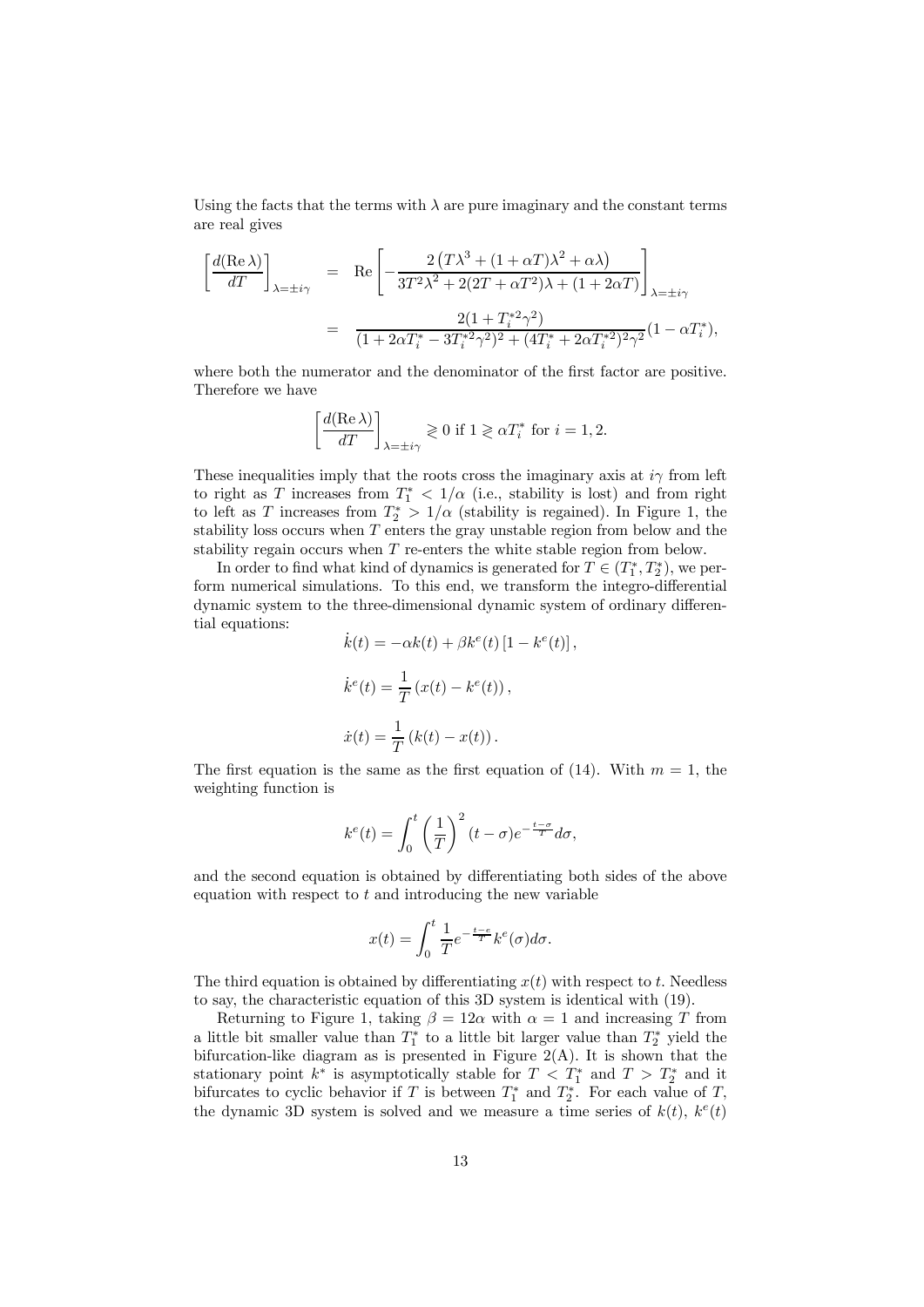Using the facts that the terms with $\lambda$ are pure imaginary and the constant terms are real gives

$$
\begin{aligned}
\left[\frac{d(\operatorname{Re}\lambda)}{dT}\right]_{\lambda=\pm i\gamma} &= \operatorname{Re}\left[-\frac{2\left(T\lambda^3+(1+\alpha T)\lambda^2+\alpha\lambda\right)}{3T^2\lambda^2+2(2T+\alpha T^2)\lambda+(1+2\alpha T)}\right]_{\lambda=\pm i\gamma} \\
&= \frac{2(1+T_i^{*2}\gamma^2)}{(1+2\alpha T_i^*-3T_i^{*2}\gamma^2)^2+(4T_i^*+2\alpha T_i^{*2})^2\gamma^2}(1-\alpha T_i^*),
\end{aligned}
$$

where both the numerator and the denominator of the first factor are positive. Therefore we have

$$
\left[\frac{d(\operatorname{Re}\lambda)}{dT}\right]_{\lambda=\pm i\gamma} \gtrless 0 \text{ if } 1 \gtrless \alpha T_i^* \text{ for } i=1,2.
$$

These inequalities imply that the roots cross the imaginary axis at $i\gamma$ from left to right as $T$ increases from $T_1^* < 1/\alpha$ (i.e., stability is lost) and from right to left as $T$ increases from $T_2^* > 1/\alpha$ (stability is regained). In Figure 1, the stability loss occurs when $T$ enters the gray unstable region from below and the stability regain occurs when $T$ re-enters the white stable region from below.

In order to find what kind of dynamics is generated for $T \in (T_1^*, T_2^*)$, we perform numerical simulations. To this end, we transform the integro-differential dynamic system to the three-dimensional dynamic system of ordinary differential equations:

$$
\dot{k}(t) = -\alpha k(t) + \beta k^e(t)\left[1-k^e(t)\right],
$$

$$
\dot{k}^e(t) = \frac{1}{T}\left(x(t)-k^e(t)\right),
$$

$$
\dot{x}(t) = \frac{1}{T}\left(k(t)-x(t)\right).
$$

The first equation is the same as the first equation of (14). With $m=1$, the weighting function is

$$
k^e(t) = \int_0^t \left(\frac{1}{T}\right)^2 (t-\sigma)e^{-\frac{t-\sigma}{T}}d\sigma,
$$

and the second equation is obtained by differentiating both sides of the above equation with respect to $t$ and introducing the new variable

$$
x(t) = \int_0^t \frac{1}{T}e^{-\frac{t-\sigma}{T}}k^e(\sigma)d\sigma.
$$

The third equation is obtained by differentiating $x(t)$ with respect to $t$. Needless to say, the characteristic equation of this 3D system is identical with (19).

Returning to Figure 1, taking $\beta = 12\alpha$ with $\alpha = 1$ and increasing $T$ from a little bit smaller value than $T_1^*$ to a little bit larger value than $T_2^*$ yield the bifurcation-like diagram as is presented in Figure 2(A). It is shown that the stationary point $k^*$ is asymptotically stable for $T < T_1^*$ and $T > T_2^*$ and it bifurcates to cyclic behavior if $T$ is between $T_1^*$ and $T_2^*$. For each value of $T$, the dynamic 3D system is solved and we measure a time series of $k(t)$, $k^e(t)$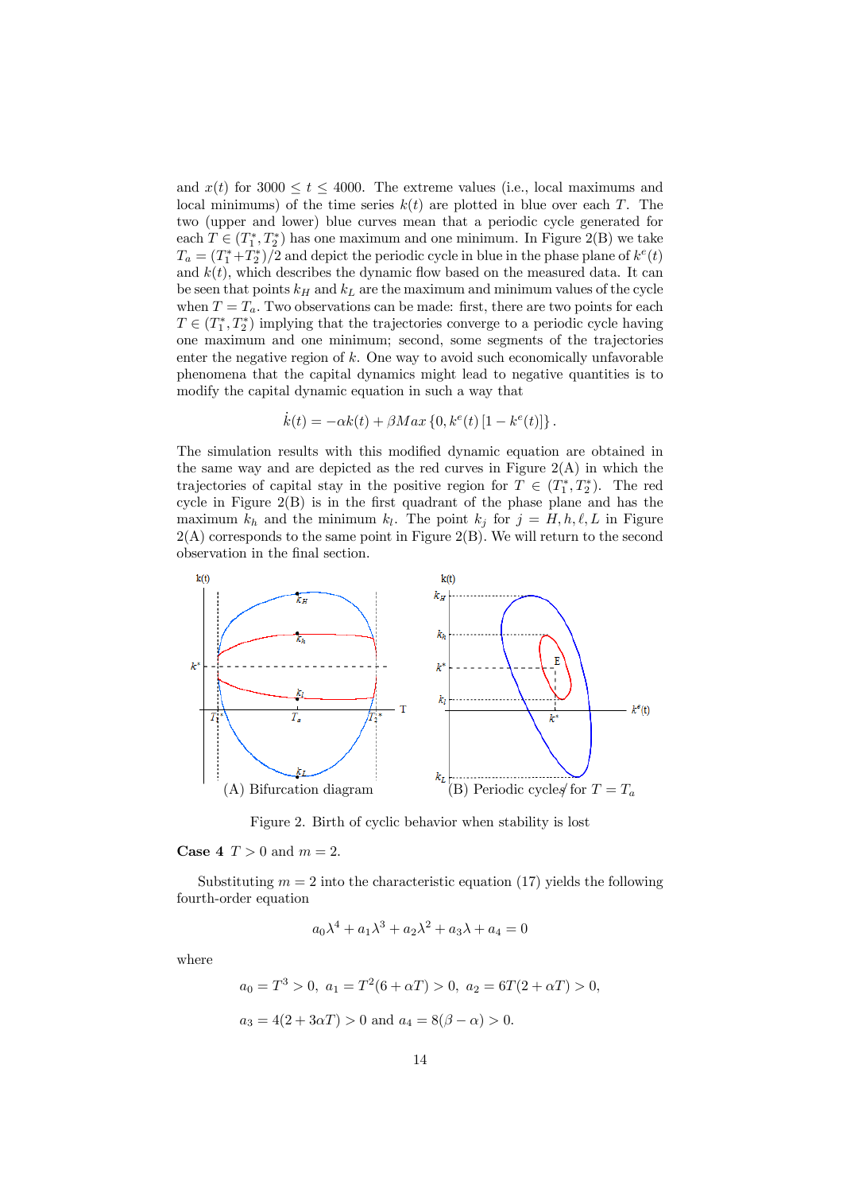and $x(t)$ for $3000 \leq t \leq 4000$. The extreme values (i.e., local maximums and local minimums) of the time series $k(t)$ are plotted in blue over each $T$. The two (upper and lower) blue curves mean that a periodic cycle generated for each $T \in (T_1^*, T_2^*)$ has one maximum and one minimum. In Figure 2(B) we take $T_a = (T_1^* + T_2^*)/2$ and depict the periodic cycle in blue in the phase plane of $k^e(t)$ and $k(t)$, which describes the dynamic flow based on the measured data. It can be seen that points $k_H$ and $k_L$ are the maximum and minimum values of the cycle when $T = T_a$. Two observations can be made: first, there are two points for each $T \in (T_1^*, T_2^*)$ implying that the trajectories converge to a periodic cycle having one maximum and one minimum; second, some segments of the trajectories enter the negative region of $k$. One way to avoid such economically unfavorable phenomena that the capital dynamics might lead to negative quantities is to modify the capital dynamic equation in such a way that

$$\dot{k}(t) = -\alpha k(t) + \beta Max \{0, k^e(t) [1 - k^e(t)]\}.$$

The simulation results with this modified dynamic equation are obtained in the same way and are depicted as the red curves in Figure 2(A) in which the trajectories of capital stay in the positive region for $T \in (T_1^*, T_2^*)$. The red cycle in Figure 2(B) is in the first quadrant of the phase plane and has the maximum $k_h$ and the minimum $k_l$. The point $k_j$ for $j = H, h, \ell, L$ in Figure 2(A) corresponds to the same point in Figure 2(B). We will return to the second observation in the final section.

(A) Bifurcation diagram (B) Periodic cycles for $T = T_a$

Figure 2. Birth of cyclic behavior when stability is lost

**Case 4** $T > 0$ and $m = 2$.

Substituting $m = 2$ into the characteristic equation (17) yields the following fourth-order equation

$$a_0\lambda^4 + a_1\lambda^3 + a_2\lambda^2 + a_3\lambda + a_4 = 0$$

where

$$a_0 = T^3 > 0, \;\; a_1 = T^2(6 + \alpha T) > 0, \;\; a_2 = 6T(2 + \alpha T) > 0,$$

$$a_3 = 4(2 + 3\alpha T) > 0 \text{ and } a_4 = 8(\beta - \alpha) > 0.$$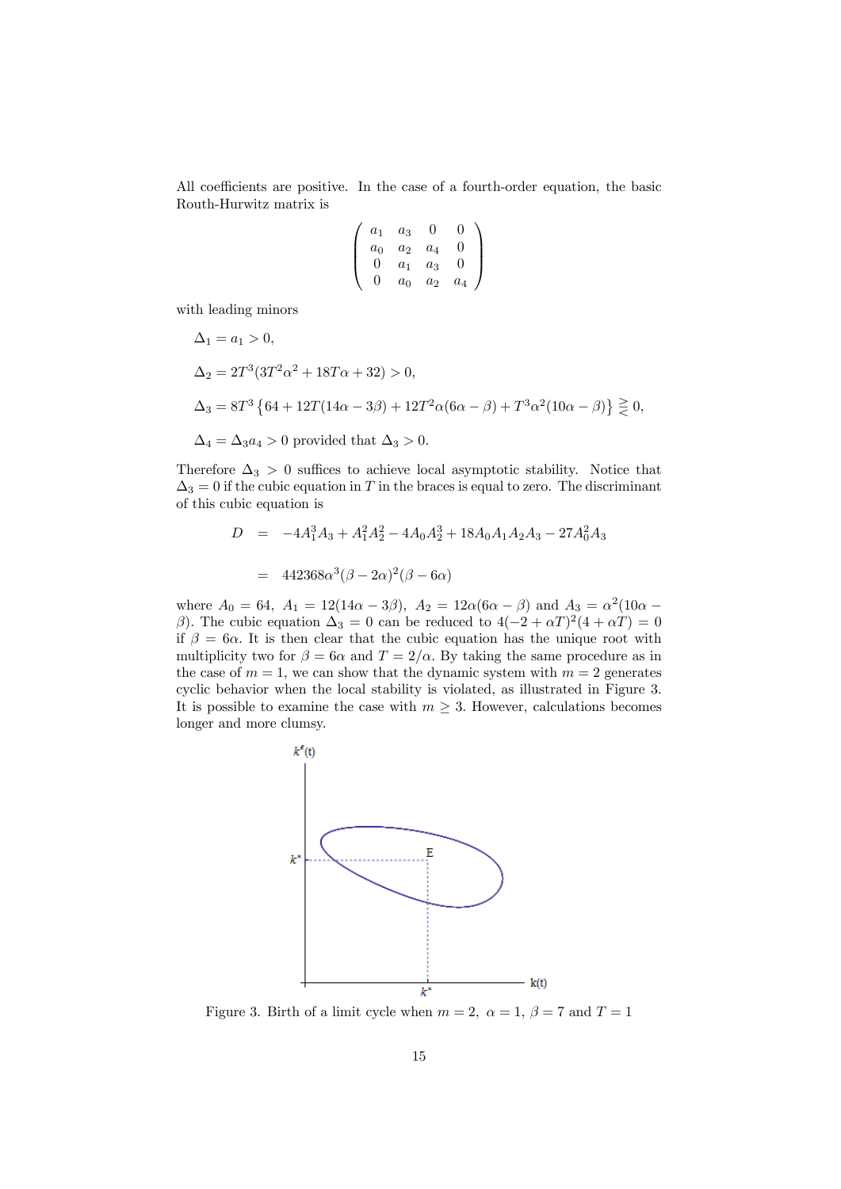All coefficients are positive. In the case of a fourth-order equation, the basic Routh-Hurwitz matrix is

$$\begin{pmatrix} a_1 & a_3 & 0 & 0 \\ a_0 & a_2 & a_4 & 0 \\ 0 & a_1 & a_3 & 0 \\ 0 & a_0 & a_2 & a_4 \end{pmatrix}$$

with leading minors

$$\Delta_1 = a_1 > 0,$$

$$\Delta_2 = 2T^3(3T^2\alpha^2 + 18T\alpha + 32) > 0,$$

$$\Delta_3 = 8T^3 \left\{ 64 + 12T(14\alpha - 3\beta) + 12T^2\alpha(6\alpha - \beta) + T^3\alpha^2(10\alpha - \beta) \right\} \gtreqless 0,$$

$$\Delta_4 = \Delta_3 a_4 > 0 \text{ provided that } \Delta_3 > 0.$$

Therefore $\Delta_3 > 0$ suffices to achieve local asymptotic stability. Notice that $\Delta_3 = 0$ if the cubic equation in $T$ in the braces is equal to zero. The discriminant of this cubic equation is

$$\begin{aligned} D &= -4A_1^3 A_3 + A_1^2 A_2^2 - 4A_0 A_2^3 + 18A_0 A_1 A_2 A_3 - 27A_0^2 A_3 \\ &= 442368\alpha^3(\beta - 2\alpha)^2(\beta - 6\alpha) \end{aligned}$$

where $A_0 = 64$, $A_1 = 12(14\alpha - 3\beta)$, $A_2 = 12\alpha(6\alpha - \beta)$ and $A_3 = \alpha^2(10\alpha - \beta)$. The cubic equation $\Delta_3 = 0$ can be reduced to $4(-2 + \alpha T)^2(4 + \alpha T) = 0$ if $\beta = 6\alpha$. It is then clear that the cubic equation has the unique root with multiplicity two for $\beta = 6\alpha$ and $T = 2/\alpha$. By taking the same procedure as in the case of $m = 1$, we can show that the dynamic system with $m = 2$ generates cyclic behavior when the local stability is violated, as illustrated in Figure 3. It is possible to examine the case with $m \geq 3$. However, calculations becomes longer and more clumsy.

Figure 3. Birth of a limit cycle when $m = 2$, $\alpha = 1$, $\beta = 7$ and $T = 1$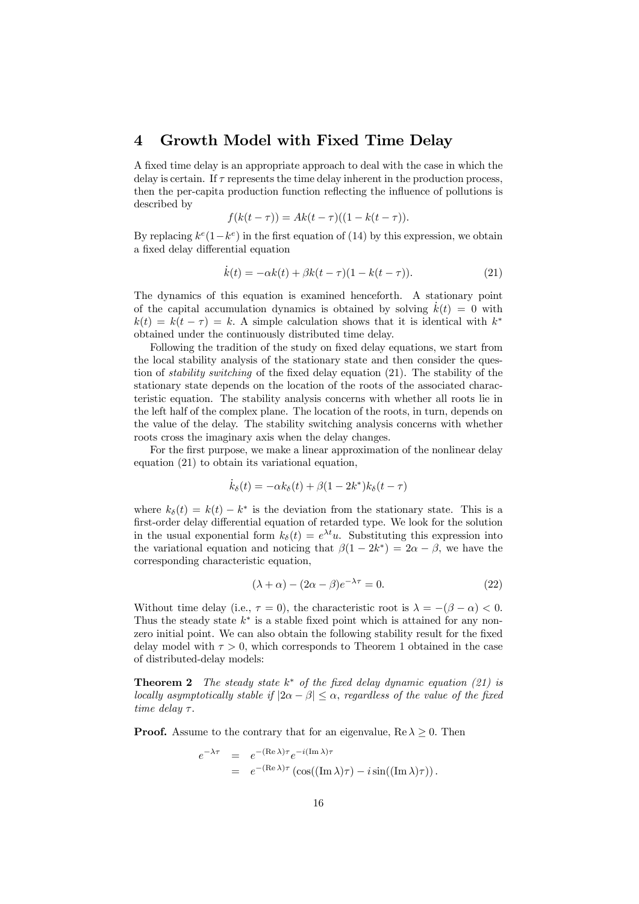## 4 Growth Model with Fixed Time Delay

A fixed time delay is an appropriate approach to deal with the case in which the delay is certain. If $\tau$ represents the time delay inherent in the production process, then the per-capita production function reflecting the influence of pollutions is described by

$$f(k(t-\tau)) = Ak(t-\tau)((1-k(t-\tau)).$$

By replacing $k^e(1-k^e)$ in the first equation of (14) by this expression, we obtain a fixed delay differential equation

$$\dot{k}(t) = -\alpha k(t) + \beta k(t-\tau)(1-k(t-\tau)). \tag{21}$$

The dynamics of this equation is examined henceforth. A stationary point of the capital accumulation dynamics is obtained by solving $\dot{k}(t) = 0$ with $k(t) = k(t-\tau) = k$. A simple calculation shows that it is identical with $k^*$ obtained under the continuously distributed time delay.

Following the tradition of the study on fixed delay equations, we start from the local stability analysis of the stationary state and then consider the question of *stability switching* of the fixed delay equation (21). The stability of the stationary state depends on the location of the roots of the associated characteristic equation. The stability analysis concerns with whether all roots lie in the left half of the complex plane. The location of the roots, in turn, depends on the value of the delay. The stability switching analysis concerns with whether roots cross the imaginary axis when the delay changes.

For the first purpose, we make a linear approximation of the nonlinear delay equation (21) to obtain its variational equation,

$$\dot{k}_\delta(t) = -\alpha k_\delta(t) + \beta(1-2k^*)k_\delta(t-\tau)$$

where $k_\delta(t) = k(t) - k^*$ is the deviation from the stationary state. This is a first-order delay differential equation of retarded type. We look for the solution in the usual exponential form $k_\delta(t) = e^{\lambda t}u$. Substituting this expression into the variational equation and noticing that $\beta(1-2k^*) = 2\alpha - \beta$, we have the corresponding characteristic equation,

$$(\lambda + \alpha) - (2\alpha - \beta)e^{-\lambda\tau} = 0. \tag{22}$$

Without time delay (i.e., $\tau = 0$), the characteristic root is $\lambda = -(\beta - \alpha) < 0$. Thus the steady state $k^*$ is a stable fixed point which is attained for any nonzero initial point. We can also obtain the following stability result for the fixed delay model with $\tau > 0$, which corresponds to Theorem 1 obtained in the case of distributed-delay models:

**Theorem 2** *The steady state $k^*$ of the fixed delay dynamic equation (21) is locally asymptotically stable if $|2\alpha - \beta| \leq \alpha$, regardless of the value of the fixed time delay $\tau$.*

**Proof.** Assume to the contrary that for an eigenvalue, $\operatorname{Re}\lambda \geq 0$. Then

$$\begin{aligned} e^{-\lambda\tau} &= e^{-(\operatorname{Re}\lambda)\tau}e^{-i(\operatorname{Im}\lambda)\tau} \\ &= e^{-(\operatorname{Re}\lambda)\tau}\left(\cos((\operatorname{Im}\lambda)\tau) - i\sin((\operatorname{Im}\lambda)\tau)\right). \end{aligned}$$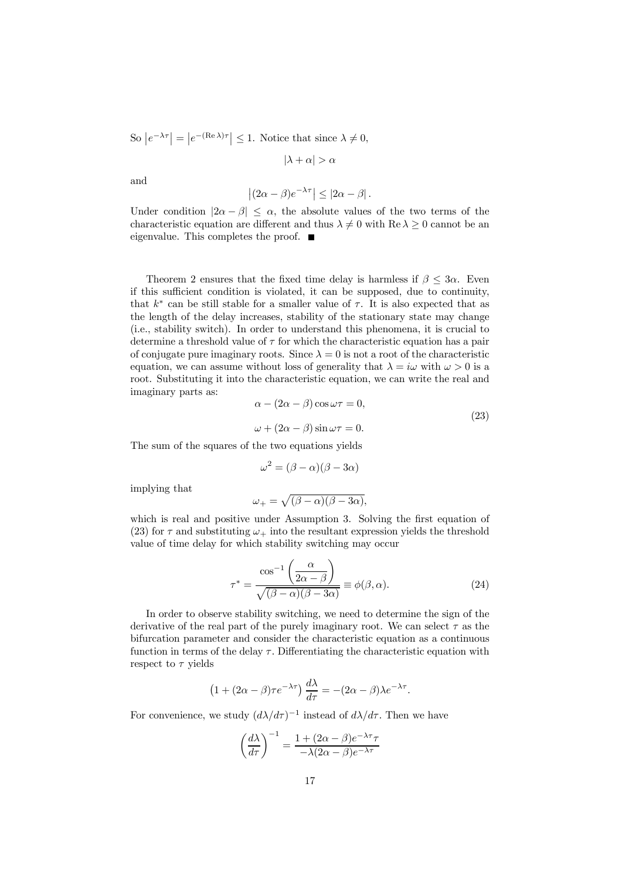So $\left|e^{-\lambda\tau}\right| = \left|e^{-(\mathrm{Re}\,\lambda)\tau}\right| \leq 1$. Notice that since $\lambda \neq 0$,

$$|\lambda + \alpha| > \alpha$$

and

$$\left|(2\alpha - \beta)e^{-\lambda\tau}\right| \leq |2\alpha - \beta|.$$

Under condition $|2\alpha - \beta| \leq \alpha$, the absolute values of the two terms of the characteristic equation are different and thus $\lambda \neq 0$ with $\mathrm{Re}\,\lambda \geq 0$ cannot be an eigenvalue. This completes the proof. ■

Theorem 2 ensures that the fixed time delay is harmless if $\beta \leq 3\alpha$. Even if this sufficient condition is violated, it can be supposed, due to continuity, that $k^*$ can be still stable for a smaller value of $\tau$. It is also expected that as the length of the delay increases, stability of the stationary state may change (i.e., stability switch). In order to understand this phenomena, it is crucial to determine a threshold value of $\tau$ for which the characteristic equation has a pair of conjugate pure imaginary roots. Since $\lambda = 0$ is not a root of the characteristic equation, we can assume without loss of generality that $\lambda = i\omega$ with $\omega > 0$ is a root. Substituting it into the characteristic equation, we can write the real and imaginary parts as:

$$\begin{aligned} &\alpha - (2\alpha - \beta)\cos\omega\tau = 0, \\ &\omega + (2\alpha - \beta)\sin\omega\tau = 0. \end{aligned} \tag{23}$$

The sum of the squares of the two equations yields

$$\omega^2 = (\beta - \alpha)(\beta - 3\alpha)$$

implying that

$$\omega_+ = \sqrt{(\beta - \alpha)(\beta - 3\alpha)},$$

which is real and positive under Assumption 3. Solving the first equation of (23) for $\tau$ and substituting $\omega_+$ into the resultant expression yields the threshold value of time delay for which stability switching may occur

$$\tau^* = \frac{\cos^{-1}\left(\dfrac{\alpha}{2\alpha - \beta}\right)}{\sqrt{(\beta - \alpha)(\beta - 3\alpha)}} \equiv \phi(\beta, \alpha). \tag{24}$$

In order to observe stability switching, we need to determine the sign of the derivative of the real part of the purely imaginary root. We can select $\tau$ as the bifurcation parameter and consider the characteristic equation as a continuous function in terms of the delay $\tau$. Differentiating the characteristic equation with respect to $\tau$ yields

$$\left(1 + (2\alpha - \beta)\tau e^{-\lambda\tau}\right)\frac{d\lambda}{d\tau} = -(2\alpha - \beta)\lambda e^{-\lambda\tau}.$$

For convenience, we study $(d\lambda/d\tau)^{-1}$ instead of $d\lambda/d\tau$. Then we have

$$\left(\frac{d\lambda}{d\tau}\right)^{-1} = \frac{1 + (2\alpha - \beta)e^{-\lambda\tau}\tau}{-\lambda(2\alpha - \beta)e^{-\lambda\tau}}$$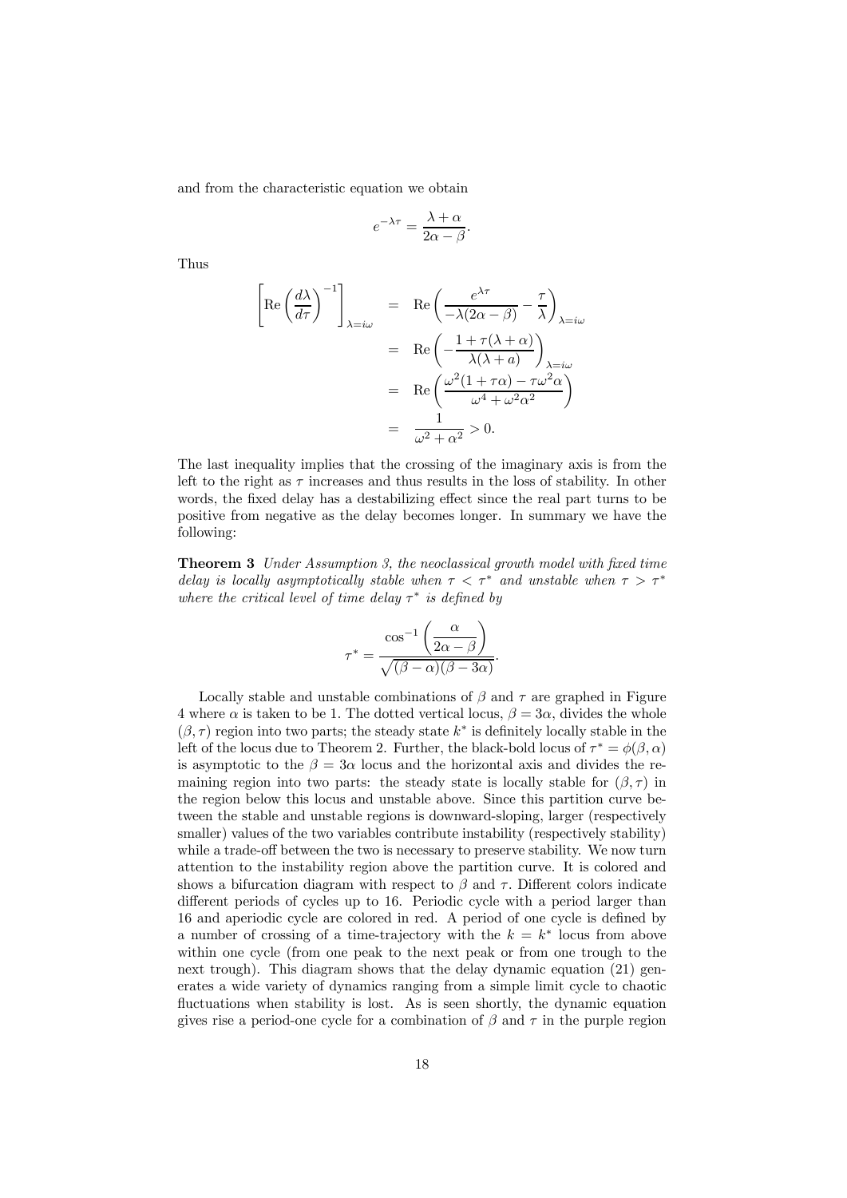and from the characteristic equation we obtain

$$e^{-\lambda\tau} = \frac{\lambda + \alpha}{2\alpha - \beta}.$$

Thus

$$\begin{aligned}
\left[\mathrm{Re}\left(\frac{d\lambda}{d\tau}\right)^{-1}\right]_{\lambda=i\omega} &= \mathrm{Re}\left(\frac{e^{\lambda\tau}}{-\lambda(2\alpha-\beta)} - \frac{\tau}{\lambda}\right)_{\lambda=i\omega} \\
&= \mathrm{Re}\left(-\frac{1+\tau(\lambda+\alpha)}{\lambda(\lambda+a)}\right)_{\lambda=i\omega} \\
&= \mathrm{Re}\left(\frac{\omega^2(1+\tau\alpha) - \tau\omega^2\alpha}{\omega^4 + \omega^2\alpha^2}\right) \\
&= \frac{1}{\omega^2+\alpha^2} > 0.
\end{aligned}$$

The last inequality implies that the crossing of the imaginary axis is from the left to the right as $\tau$ increases and thus results in the loss of stability. In other words, the fixed delay has a destabilizing effect since the real part turns to be positive from negative as the delay becomes longer. In summary we have the following:

**Theorem 3** *Under Assumption 3, the neoclassical growth model with fixed time delay is locally asymptotically stable when $\tau < \tau^*$ and unstable when $\tau > \tau^*$ where the critical level of time delay $\tau^*$ is defined by*

$$\tau^* = \frac{\cos^{-1}\left(\dfrac{\alpha}{2\alpha-\beta}\right)}{\sqrt{(\beta-\alpha)(\beta-3\alpha)}}.$$

Locally stable and unstable combinations of $\beta$ and $\tau$ are graphed in Figure 4 where $\alpha$ is taken to be 1. The dotted vertical locus, $\beta = 3\alpha$, divides the whole $(\beta, \tau)$ region into two parts; the steady state $k^*$ is definitely locally stable in the left of the locus due to Theorem 2. Further, the black-bold locus of $\tau^* = \phi(\beta, \alpha)$ is asymptotic to the $\beta = 3\alpha$ locus and the horizontal axis and divides the remaining region into two parts: the steady state is locally stable for $(\beta, \tau)$ in the region below this locus and unstable above. Since this partition curve between the stable and unstable regions is downward-sloping, larger (respectively smaller) values of the two variables contribute instability (respectively stability) while a trade-off between the two is necessary to preserve stability. We now turn attention to the instability region above the partition curve. It is colored and shows a bifurcation diagram with respect to $\beta$ and $\tau$. Different colors indicate different periods of cycles up to 16. Periodic cycle with a period larger than 16 and aperiodic cycle are colored in red. A period of one cycle is defined by a number of crossing of a time-trajectory with the $k = k^*$ locus from above within one cycle (from one peak to the next peak or from one trough to the next trough). This diagram shows that the delay dynamic equation (21) generates a wide variety of dynamics ranging from a simple limit cycle to chaotic fluctuations when stability is lost. As is seen shortly, the dynamic equation gives rise a period-one cycle for a combination of $\beta$ and $\tau$ in the purple region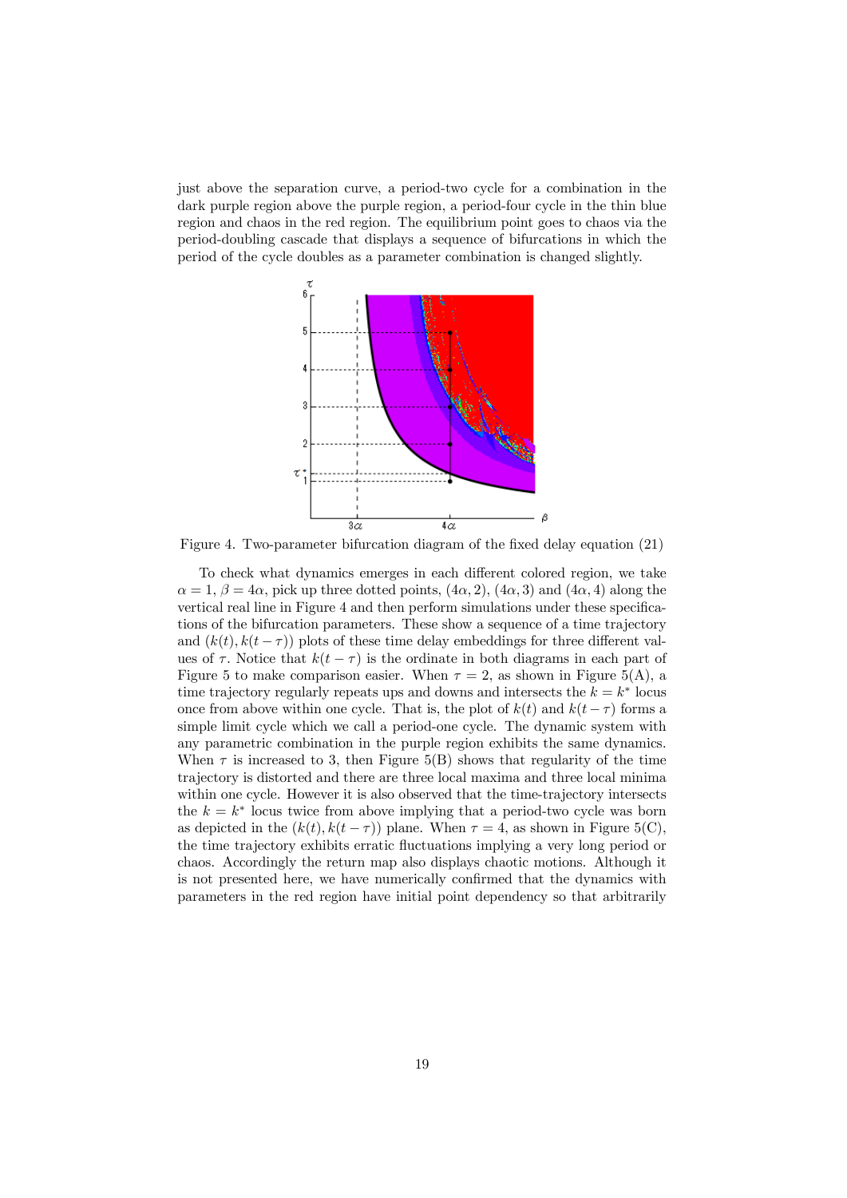just above the separation curve, a period-two cycle for a combination in the dark purple region above the purple region, a period-four cycle in the thin blue region and chaos in the red region. The equilibrium point goes to chaos via the period-doubling cascade that displays a sequence of bifurcations in which the period of the cycle doubles as a parameter combination is changed slightly.

Figure 4. Two-parameter bifurcation diagram of the fixed delay equation (21)

To check what dynamics emerges in each different colored region, we take $\alpha = 1$, $\beta = 4\alpha$, pick up three dotted points, $(4\alpha, 2)$, $(4\alpha, 3)$ and $(4\alpha, 4)$ along the vertical real line in Figure 4 and then perform simulations under these specifications of the bifurcation parameters. These show a sequence of a time trajectory and $(k(t), k(t-\tau))$ plots of these time delay embeddings for three different values of $\tau$. Notice that $k(t-\tau)$ is the ordinate in both diagrams in each part of Figure 5 to make comparison easier. When $\tau = 2$, as shown in Figure 5(A), a time trajectory regularly repeats ups and downs and intersects the $k = k^*$ locus once from above within one cycle. That is, the plot of $k(t)$ and $k(t-\tau)$ forms a simple limit cycle which we call a period-one cycle. The dynamic system with any parametric combination in the purple region exhibits the same dynamics. When $\tau$ is increased to 3, then Figure 5(B) shows that regularity of the time trajectory is distorted and there are three local maxima and three local minima within one cycle. However it is also observed that the time-trajectory intersects the $k = k^*$ locus twice from above implying that a period-two cycle was born as depicted in the $(k(t), k(t-\tau))$ plane. When $\tau = 4$, as shown in Figure 5(C), the time trajectory exhibits erratic fluctuations implying a very long period or chaos. Accordingly the return map also displays chaotic motions. Although it is not presented here, we have numerically confirmed that the dynamics with parameters in the red region have initial point dependency so that arbitrarily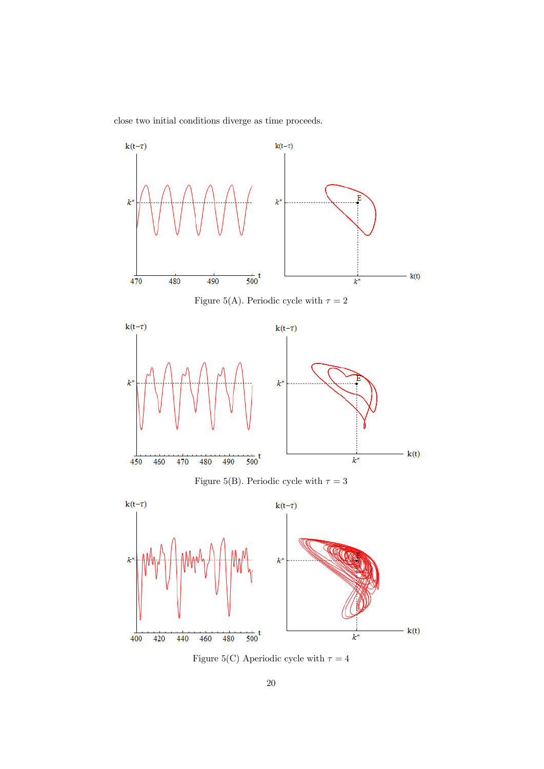close two initial conditions diverge as time proceeds.

Figure 5(A). Periodic cycle with $\tau = 2$

Figure 5(B). Periodic cycle with $\tau = 3$

Figure 5(C) Aperiodic cycle with $\tau = 4$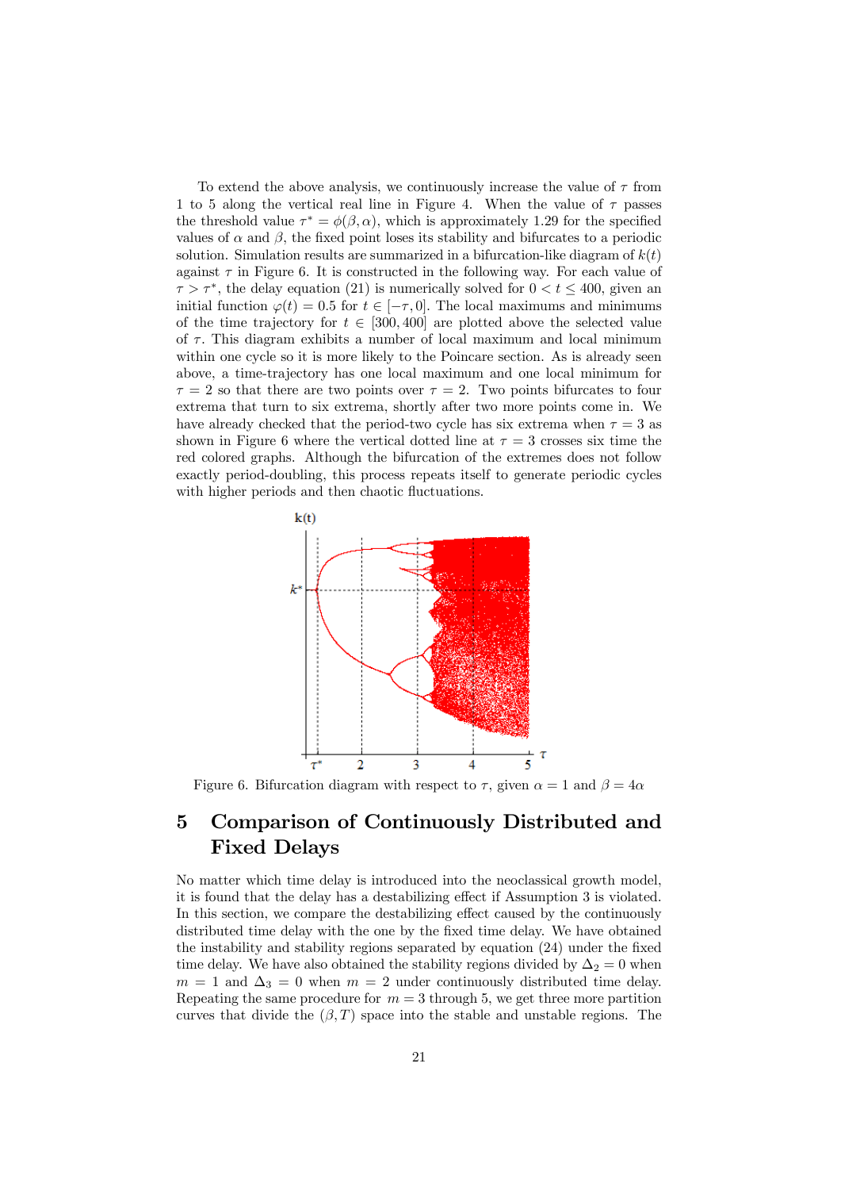To extend the above analysis, we continuously increase the value of $\tau$ from 1 to 5 along the vertical real line in Figure 4. When the value of $\tau$ passes the threshold value $\tau^* = \phi(\beta, \alpha)$, which is approximately 1.29 for the specified values of $\alpha$ and $\beta$, the fixed point loses its stability and bifurcates to a periodic solution. Simulation results are summarized in a bifurcation-like diagram of $k(t)$ against $\tau$ in Figure 6. It is constructed in the following way. For each value of $\tau > \tau^*$, the delay equation (21) is numerically solved for $0 < t \leq 400$, given an initial function $\varphi(t) = 0.5$ for $t \in [-\tau, 0]$. The local maximums and minimums of the time trajectory for $t \in [300, 400]$ are plotted above the selected value of $\tau$. This diagram exhibits a number of local maximum and local minimum within one cycle so it is more likely to the Poincare section. As is already seen above, a time-trajectory has one local maximum and one local minimum for $\tau = 2$ so that there are two points over $\tau = 2$. Two points bifurcates to four extrema that turn to six extrema, shortly after two more points come in. We have already checked that the period-two cycle has six extrema when $\tau = 3$ as shown in Figure 6 where the vertical dotted line at $\tau = 3$ crosses six time the red colored graphs. Although the bifurcation of the extremes does not follow exactly period-doubling, this process repeats itself to generate periodic cycles with higher periods and then chaotic fluctuations.

Figure 6. Bifurcation diagram with respect to $\tau$, given $\alpha = 1$ and $\beta = 4\alpha$

# 5 Comparison of Continuously Distributed and Fixed Delays

No matter which time delay is introduced into the neoclassical growth model, it is found that the delay has a destabilizing effect if Assumption 3 is violated. In this section, we compare the destabilizing effect caused by the continuously distributed time delay with the one by the fixed time delay. We have obtained the instability and stability regions separated by equation (24) under the fixed time delay. We have also obtained the stability regions divided by $\Delta_2 = 0$ when $m = 1$ and $\Delta_3 = 0$ when $m = 2$ under continuously distributed time delay. Repeating the same procedure for $m = 3$ through 5, we get three more partition curves that divide the $(\beta, T)$ space into the stable and unstable regions. The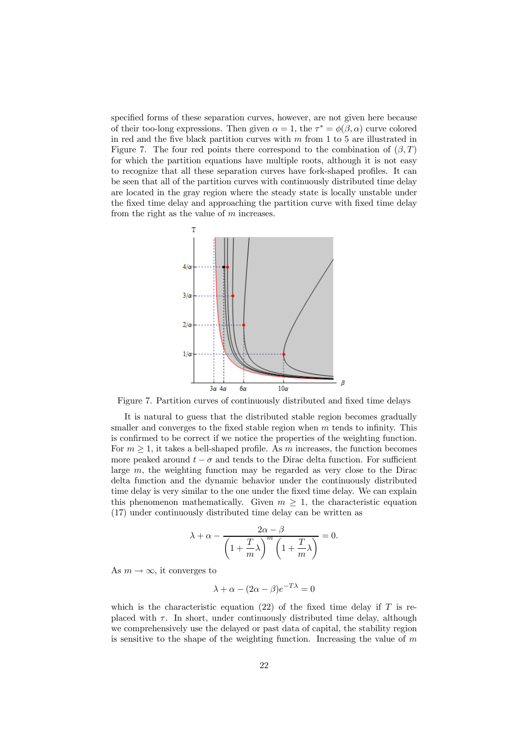specified forms of these separation curves, however, are not given here because of their too-long expressions. Then given $\alpha = 1$, the $\tau^* = \phi(\beta, \alpha)$ curve colored in red and the five black partition curves with $m$ from 1 to 5 are illustrated in Figure 7. The four red points there correspond to the combination of $(\beta, T)$ for which the partition equations have multiple roots, although it is not easy to recognize that all these separation curves have fork-shaped profiles. It can be seen that all of the partition curves with continuously distributed time delay are located in the gray region where the steady state is locally unstable under the fixed time delay and approaching the partition curve with fixed time delay from the right as the value of $m$ increases.

Figure 7. Partition curves of continuously distributed and fixed time delays

It is natural to guess that the distributed stable region becomes gradually smaller and converges to the fixed stable region when $m$ tends to infinity. This is confirmed to be correct if we notice the properties of the weighting function. For $m \geq 1$, it takes a bell-shaped profile. As $m$ increases, the function becomes more peaked around $t - \sigma$ and tends to the Dirac delta function. For sufficient large $m$, the weighting function may be regarded as very close to the Dirac delta function and the dynamic behavior under the continuously distributed time delay is very similar to the one under the fixed time delay. We can explain this phenomenon mathematically. Given $m \geq 1$, the characteristic equation (17) under continuously distributed time delay can be written as

$$\lambda + \alpha - \frac{2\alpha - \beta}{\left(1 + \dfrac{T}{m}\lambda\right)^m \left(1 + \dfrac{T}{m}\lambda\right)} = 0.$$

As $m \to \infty$, it converges to

$$\lambda + \alpha - (2\alpha - \beta)e^{-T\lambda} = 0$$

which is the characteristic equation (22) of the fixed time delay if $T$ is replaced with $\tau$. In short, under continuously distributed time delay, although we comprehensively use the delayed or past data of capital, the stability region is sensitive to the shape of the weighting function. Increasing the value of $m$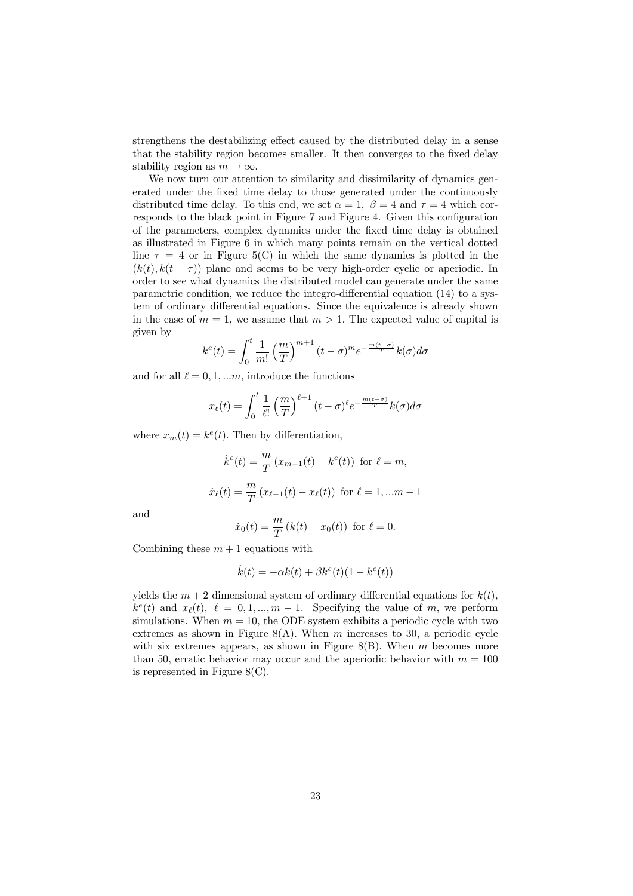strengthens the destabilizing effect caused by the distributed delay in a sense that the stability region becomes smaller. It then converges to the fixed delay stability region as $m \to \infty$.

We now turn our attention to similarity and dissimilarity of dynamics generated under the fixed time delay to those generated under the continuously distributed time delay. To this end, we set $\alpha = 1$, $\beta = 4$ and $\tau = 4$ which corresponds to the black point in Figure 7 and Figure 4. Given this configuration of the parameters, complex dynamics under the fixed time delay is obtained as illustrated in Figure 6 in which many points remain on the vertical dotted line $\tau = 4$ or in Figure 5(C) in which the same dynamics is plotted in the $(k(t), k(t-\tau))$ plane and seems to be very high-order cyclic or aperiodic. In order to see what dynamics the distributed model can generate under the same parametric condition, we reduce the integro-differential equation (14) to a system of ordinary differential equations. Since the equivalence is already shown in the case of $m = 1$, we assume that $m > 1$. The expected value of capital is given by

$$k^e(t) = \int_0^t \frac{1}{m!} \left(\frac{m}{T}\right)^{m+1} (t-\sigma)^m e^{-\frac{m(t-\sigma)}{T}} k(\sigma) d\sigma$$

and for all $\ell = 0, 1, ...m$, introduce the functions

$$x_\ell(t) = \int_0^t \frac{1}{\ell!} \left(\frac{m}{T}\right)^{\ell+1} (t-\sigma)^\ell e^{-\frac{m(t-\sigma)}{T}} k(\sigma) d\sigma$$

where $x_m(t) = k^e(t)$. Then by differentiation,

$$\dot{k}^e(t) = \frac{m}{T} \left(x_{m-1}(t) - k^e(t)\right) \text{ for } \ell = m,$$

$$\dot{x}_\ell(t) = \frac{m}{T} \left(x_{\ell-1}(t) - x_\ell(t)\right) \text{ for } \ell = 1, ...m-1$$

and

$$\dot{x}_0(t) = \frac{m}{T} \left(k(t) - x_0(t)\right) \text{ for } \ell = 0.$$

Combining these $m + 1$ equations with

$$\dot{k}(t) = -\alpha k(t) + \beta k^e(t)(1 - k^e(t))$$

yields the $m + 2$ dimensional system of ordinary differential equations for $k(t)$, $k^e(t)$ and $x_\ell(t)$, $\ell = 0, 1, ..., m-1$. Specifying the value of $m$, we perform simulations. When $m = 10$, the ODE system exhibits a periodic cycle with two extremes as shown in Figure 8(A). When $m$ increases to 30, a periodic cycle with six extremes appears, as shown in Figure 8(B). When $m$ becomes more than 50, erratic behavior may occur and the aperiodic behavior with $m = 100$ is represented in Figure 8(C).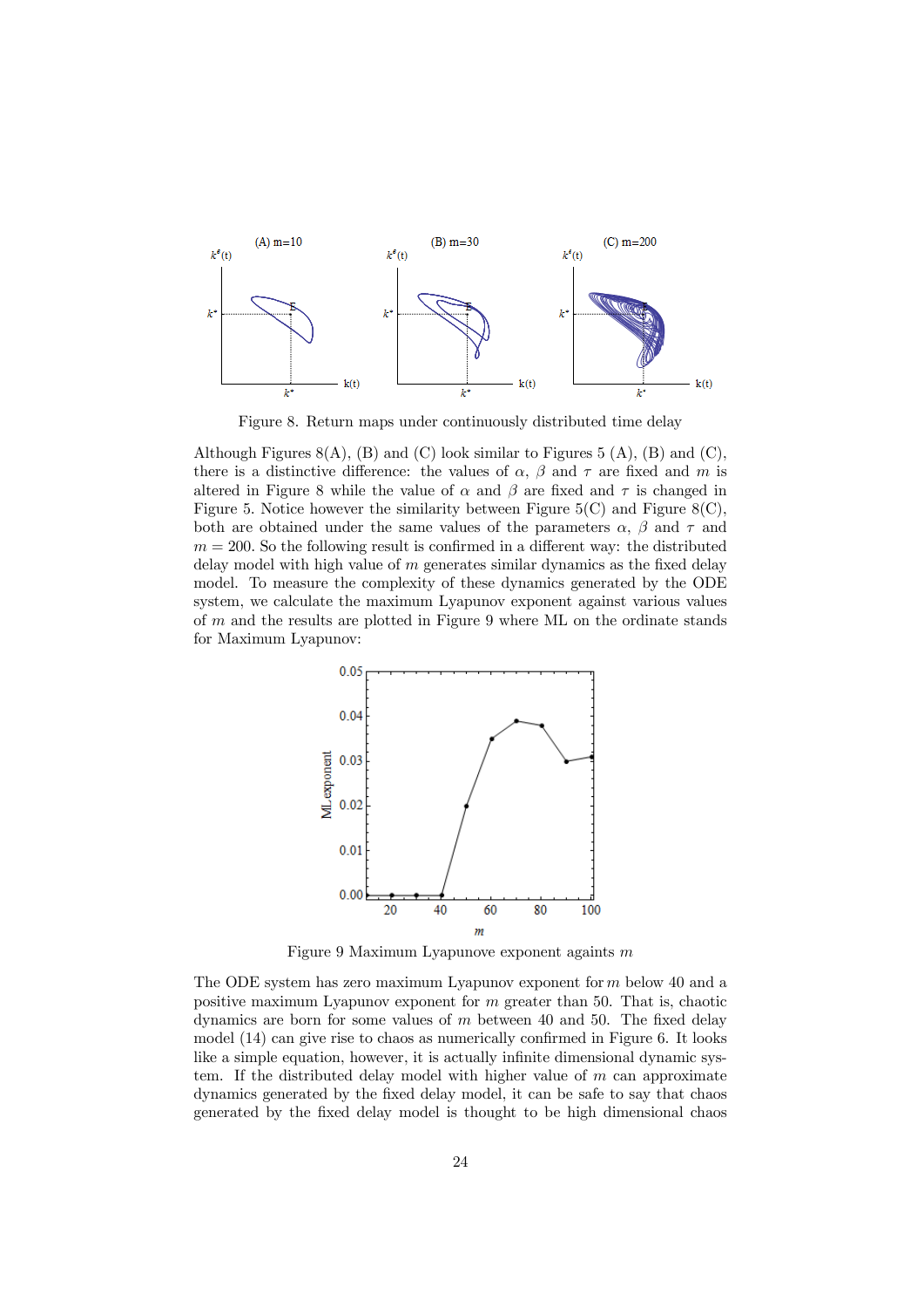Figure 8. Return maps under continuously distributed time delay

Although Figures 8(A), (B) and (C) look similar to Figures 5 (A), (B) and (C), there is a distinctive difference: the values of $\alpha$, $\beta$ and $\tau$ are fixed and $m$ is altered in Figure 8 while the value of $\alpha$ and $\beta$ are fixed and $\tau$ is changed in Figure 5. Notice however the similarity between Figure 5(C) and Figure 8(C), both are obtained under the same values of the parameters $\alpha$, $\beta$ and $\tau$ and $m = 200$. So the following result is confirmed in a different way: the distributed delay model with high value of $m$ generates similar dynamics as the fixed delay model. To measure the complexity of these dynamics generated by the ODE system, we calculate the maximum Lyapunov exponent against various values of $m$ and the results are plotted in Figure 9 where ML on the ordinate stands for Maximum Lyapunov:

Figure 9 Maximum Lyapunove exponent againts $m$

The ODE system has zero maximum Lyapunov exponent for $m$ below 40 and a positive maximum Lyapunov exponent for $m$ greater than 50. That is, chaotic dynamics are born for some values of $m$ between 40 and 50. The fixed delay model (14) can give rise to chaos as numerically confirmed in Figure 6. It looks like a simple equation, however, it is actually infinite dimensional dynamic system. If the distributed delay model with higher value of $m$ can approximate dynamics generated by the fixed delay model, it can be safe to say that chaos generated by the fixed delay model is thought to be high dimensional chaos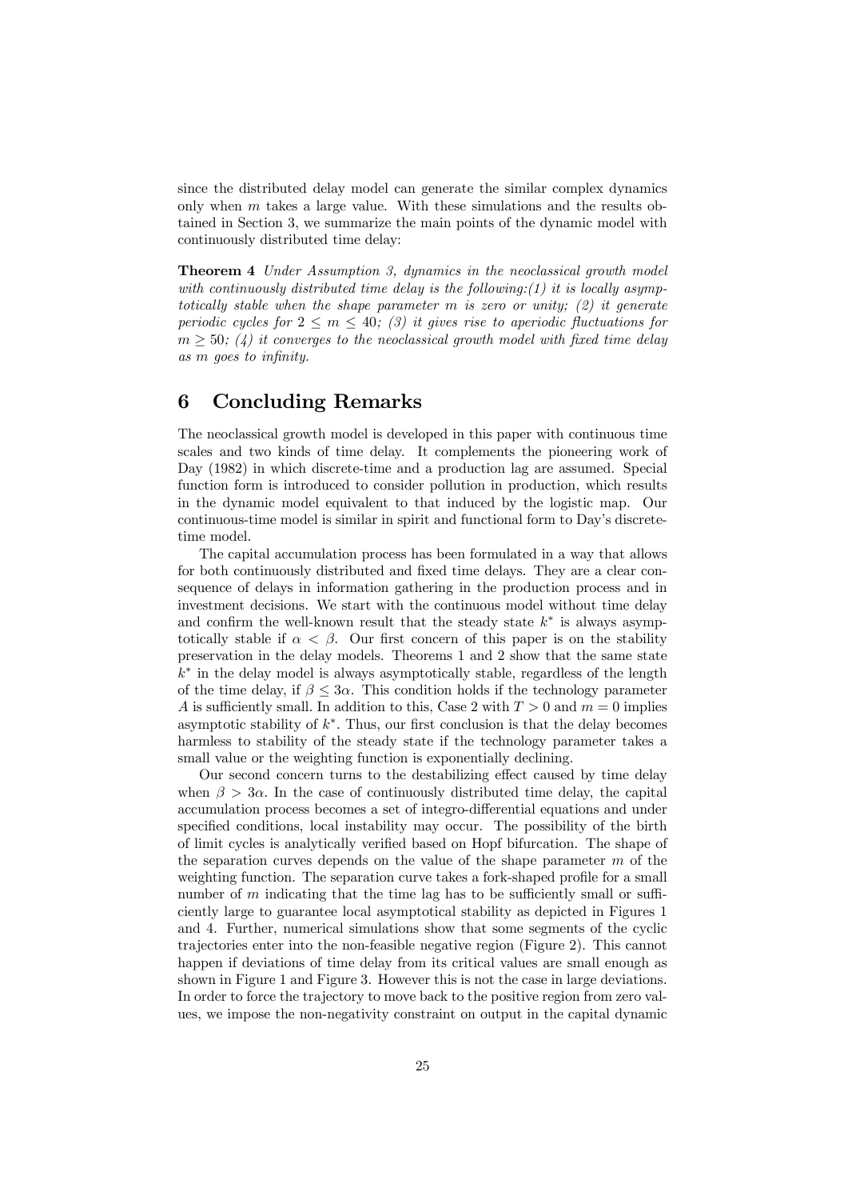since the distributed delay model can generate the similar complex dynamics only when $m$ takes a large value. With these simulations and the results obtained in Section 3, we summarize the main points of the dynamic model with continuously distributed time delay:

**Theorem 4** *Under Assumption 3, dynamics in the neoclassical growth model with continuously distributed time delay is the following:(1) it is locally asymptotically stable when the shape parameter $m$ is zero or unity; (2) it generate periodic cycles for $2 \leq m \leq 40$; (3) it gives rise to aperiodic fluctuations for $m \geq 50$; (4) it converges to the neoclassical growth model with fixed time delay as $m$ goes to infinity.*

# 6 Concluding Remarks

The neoclassical growth model is developed in this paper with continuous time scales and two kinds of time delay. It complements the pioneering work of Day (1982) in which discrete-time and a production lag are assumed. Special function form is introduced to consider pollution in production, which results in the dynamic model equivalent to that induced by the logistic map. Our continuous-time model is similar in spirit and functional form to Day's discrete-time model.

The capital accumulation process has been formulated in a way that allows for both continuously distributed and fixed time delays. They are a clear consequence of delays in information gathering in the production process and in investment decisions. We start with the continuous model without time delay and confirm the well-known result that the steady state $k^*$ is always asymptotically stable if $\alpha < \beta$. Our first concern of this paper is on the stability preservation in the delay models. Theorems 1 and 2 show that the same state $k^*$ in the delay model is always asymptotically stable, regardless of the length of the time delay, if $\beta \leq 3\alpha$. This condition holds if the technology parameter $A$ is sufficiently small. In addition to this, Case 2 with $T > 0$ and $m = 0$ implies asymptotic stability of $k^*$. Thus, our first conclusion is that the delay becomes harmless to stability of the steady state if the technology parameter takes a small value or the weighting function is exponentially declining.

Our second concern turns to the destabilizing effect caused by time delay when $\beta > 3\alpha$. In the case of continuously distributed time delay, the capital accumulation process becomes a set of integro-differential equations and under specified conditions, local instability may occur. The possibility of the birth of limit cycles is analytically verified based on Hopf bifurcation. The shape of the separation curves depends on the value of the shape parameter $m$ of the weighting function. The separation curve takes a fork-shaped profile for a small number of $m$ indicating that the time lag has to be sufficiently small or sufficiently large to guarantee local asymptotical stability as depicted in Figures 1 and 4. Further, numerical simulations show that some segments of the cyclic trajectories enter into the non-feasible negative region (Figure 2). This cannot happen if deviations of time delay from its critical values are small enough as shown in Figure 1 and Figure 3. However this is not the case in large deviations. In order to force the trajectory to move back to the positive region from zero values, we impose the non-negativity constraint on output in the capital dynamic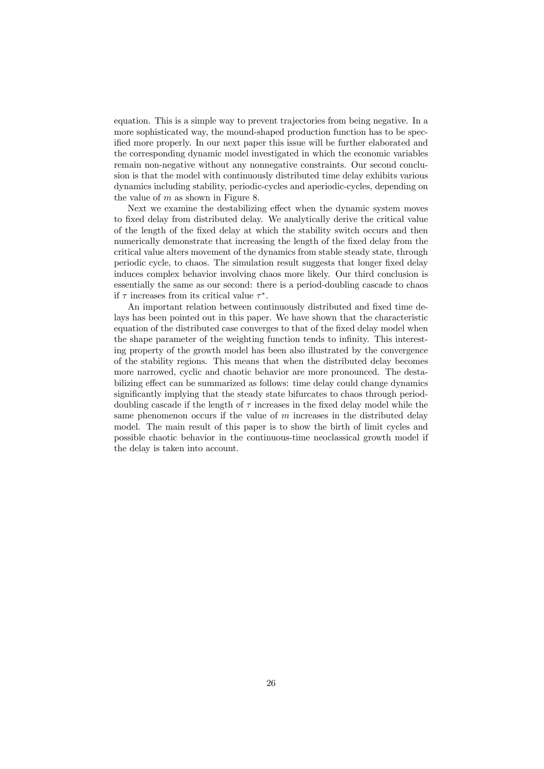equation. This is a simple way to prevent trajectories from being negative. In a more sophisticated way, the mound-shaped production function has to be specified more properly. In our next paper this issue will be further elaborated and the corresponding dynamic model investigated in which the economic variables remain non-negative without any nonnegative constraints. Our second conclusion is that the model with continuously distributed time delay exhibits various dynamics including stability, periodic-cycles and aperiodic-cycles, depending on the value of $m$ as shown in Figure 8.

Next we examine the destabilizing effect when the dynamic system moves to fixed delay from distributed delay. We analytically derive the critical value of the length of the fixed delay at which the stability switch occurs and then numerically demonstrate that increasing the length of the fixed delay from the critical value alters movement of the dynamics from stable steady state, through periodic cycle, to chaos. The simulation result suggests that longer fixed delay induces complex behavior involving chaos more likely. Our third conclusion is essentially the same as our second: there is a period-doubling cascade to chaos if $\tau$ increases from its critical value $\tau^*$.

An important relation between continuously distributed and fixed time delays has been pointed out in this paper. We have shown that the characteristic equation of the distributed case converges to that of the fixed delay model when the shape parameter of the weighting function tends to infinity. This interesting property of the growth model has been also illustrated by the convergence of the stability regions. This means that when the distributed delay becomes more narrowed, cyclic and chaotic behavior are more pronounced. The destabilizing effect can be summarized as follows: time delay could change dynamics significantly implying that the steady state bifurcates to chaos through period-doubling cascade if the length of $\tau$ increases in the fixed delay model while the same phenomenon occurs if the value of $m$ increases in the distributed delay model. The main result of this paper is to show the birth of limit cycles and possible chaotic behavior in the continuous-time neoclassical growth model if the delay is taken into account.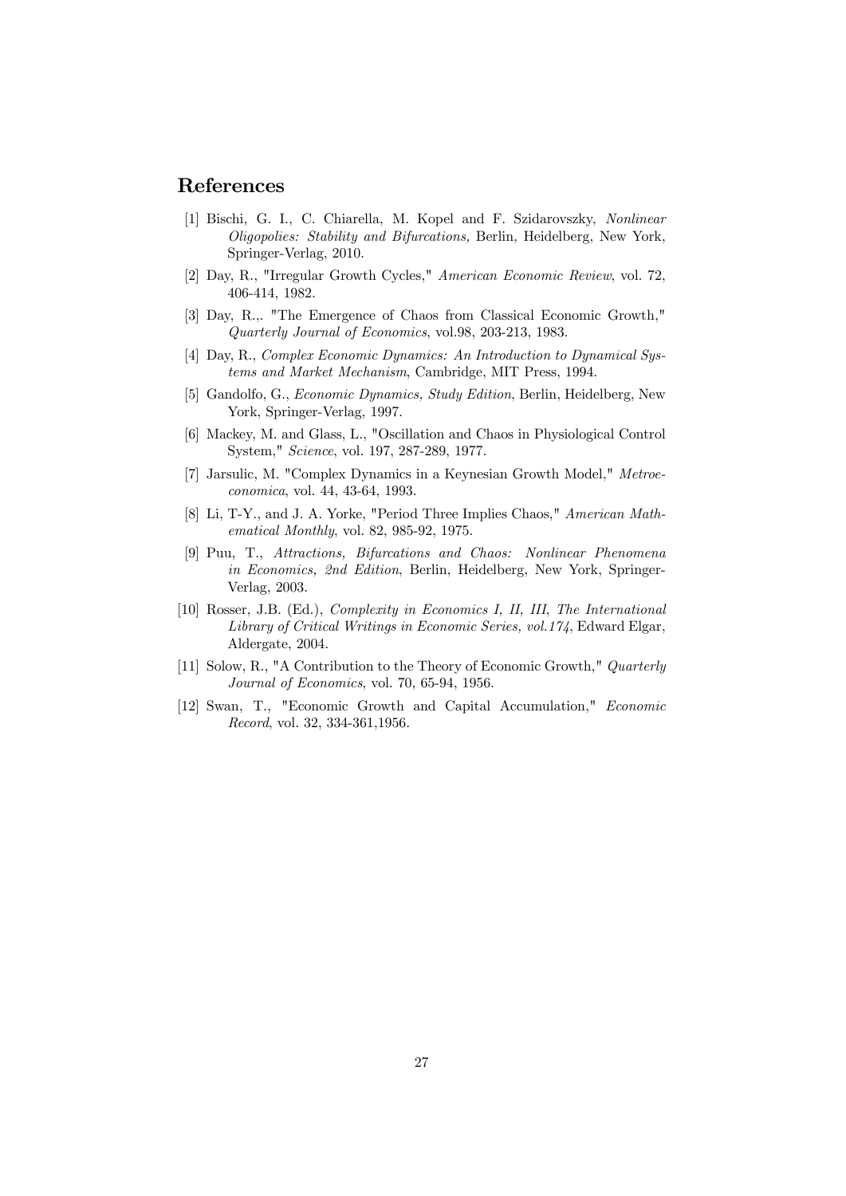# References

[1] Bischi, G. I., C. Chiarella, M. Kopel and F. Szidarovszky, *Nonlinear Oligopolies: Stability and Bifurcations*, Berlin, Heidelberg, New York, Springer-Verlag, 2010.

[2] Day, R., "Irregular Growth Cycles," *American Economic Review*, vol. 72, 406-414, 1982.

[3] Day, R.,. "The Emergence of Chaos from Classical Economic Growth," *Quarterly Journal of Economics*, vol.98, 203-213, 1983.

[4] Day, R., *Complex Economic Dynamics: An Introduction to Dynamical Systems and Market Mechanism*, Cambridge, MIT Press, 1994.

[5] Gandolfo, G., *Economic Dynamics, Study Edition*, Berlin, Heidelberg, New York, Springer-Verlag, 1997.

[6] Mackey, M. and Glass, L., "Oscillation and Chaos in Physiological Control System," *Science*, vol. 197, 287-289, 1977.

[7] Jarsulic, M. "Complex Dynamics in a Keynesian Growth Model," *Metroeconomica*, vol. 44, 43-64, 1993.

[8] Li, T-Y., and J. A. Yorke, "Period Three Implies Chaos," *American Mathematical Monthly*, vol. 82, 985-92, 1975.

[9] Puu, T., *Attractions, Bifurcations and Chaos: Nonlinear Phenomena in Economics, 2nd Edition*, Berlin, Heidelberg, New York, Springer-Verlag, 2003.

[10] Rosser, J.B. (Ed.), *Complexity in Economics I, II, III*, *The International Library of Critical Writings in Economic Series, vol.174*, Edward Elgar, Aldergate, 2004.

[11] Solow, R., "A Contribution to the Theory of Economic Growth," *Quarterly Journal of Economics*, vol. 70, 65-94, 1956.

[12] Swan, T., "Economic Growth and Capital Accumulation," *Economic Record*, vol. 32, 334-361,1956.